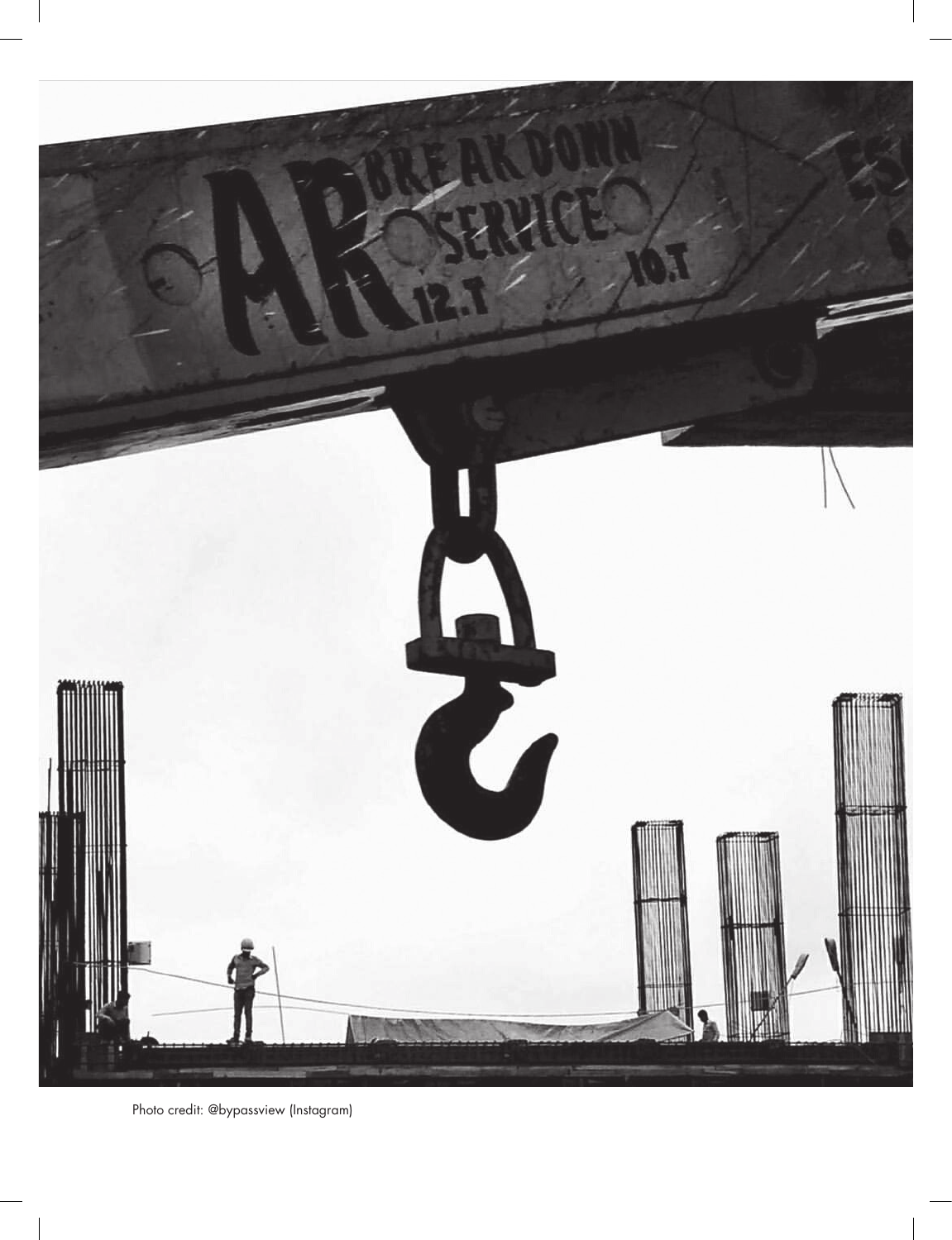Photo credit: @bypassview (Instagram)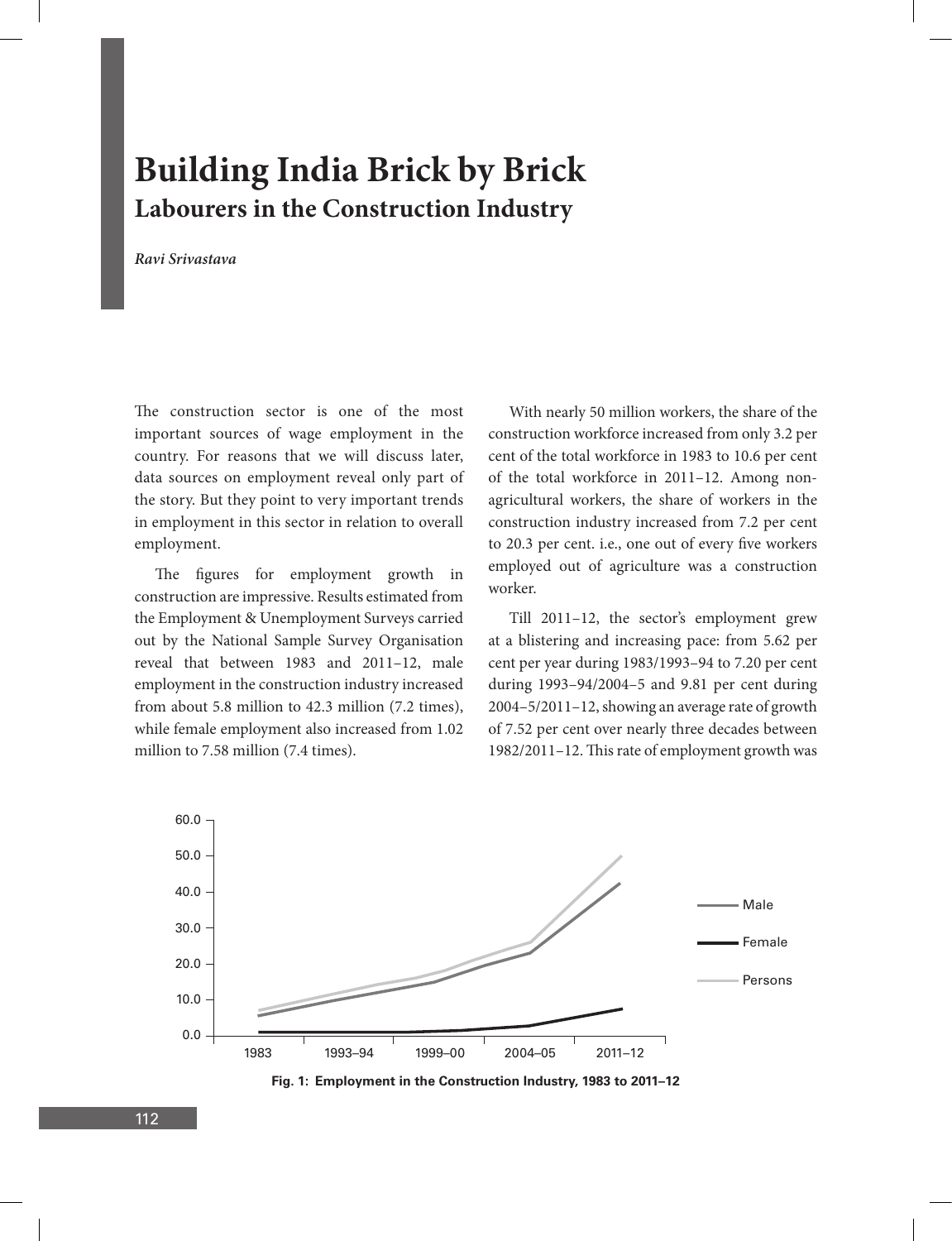# Building India Brick by Brick

## Labourers in the Construction Industry

*Ravi Srivastava*

The construction sector is one of the most important sources of wage employment in the country. For reasons that we will discuss later, data sources on employment reveal only part of the story. But they point to very important trends in employment in this sector in relation to overall employment.

The figures for employment growth in construction are impressive. Results estimated from the Employment & Unemployment Surveys carried out by the National Sample Survey Organisation reveal that between 1983 and 2011–12, male employment in the construction industry increased from about 5.8 million to 42.3 million (7.2 times), while female employment also increased from 1.02 million to 7.58 million (7.4 times).

With nearly 50 million workers, the share of the construction workforce increased from only 3.2 per cent of the total workforce in 1983 to 10.6 per cent of the total workforce in 2011–12. Among non-agricultural workers, the share of workers in the construction industry increased from 7.2 per cent to 20.3 per cent. i.e., one out of every five workers employed out of agriculture was a construction worker.

Till 2011–12, the sector's employment grew at a blistering and increasing pace: from 5.62 per cent per year during 1983/1993–94 to 7.20 per cent during 1993–94/2004–5 and 9.81 per cent during 2004–5/2011–12, showing an average rate of growth of 7.52 per cent over nearly three decades between 1982/2011–12. This rate of employment growth was

**Fig. 1: Employment in the Construction Industry, 1983 to 2011–12**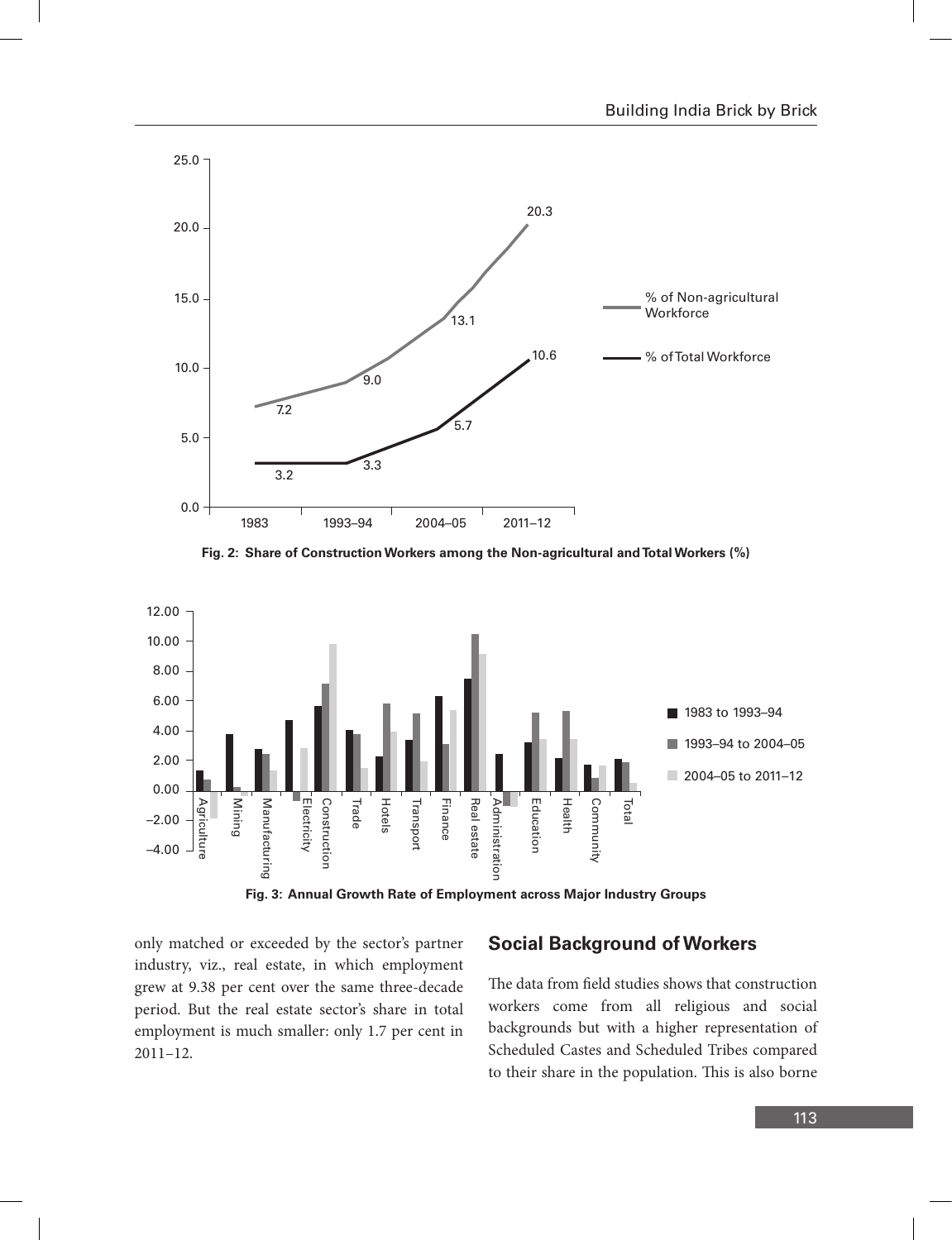Fig. 2: Share of Construction Workers among the Non-agricultural and Total Workers (%)

Fig. 3: Annual Growth Rate of Employment across Major Industry Groups

only matched or exceeded by the sector's partner industry, viz., real estate, in which employment grew at 9.38 per cent over the same three-decade period. But the real estate sector's share in total employment is much smaller: only 1.7 per cent in 2011–12.

## Social Background of Workers

The data from field studies shows that construction workers come from all religious and social backgrounds but with a higher representation of Scheduled Castes and Scheduled Tribes compared to their share in the population. This is also borne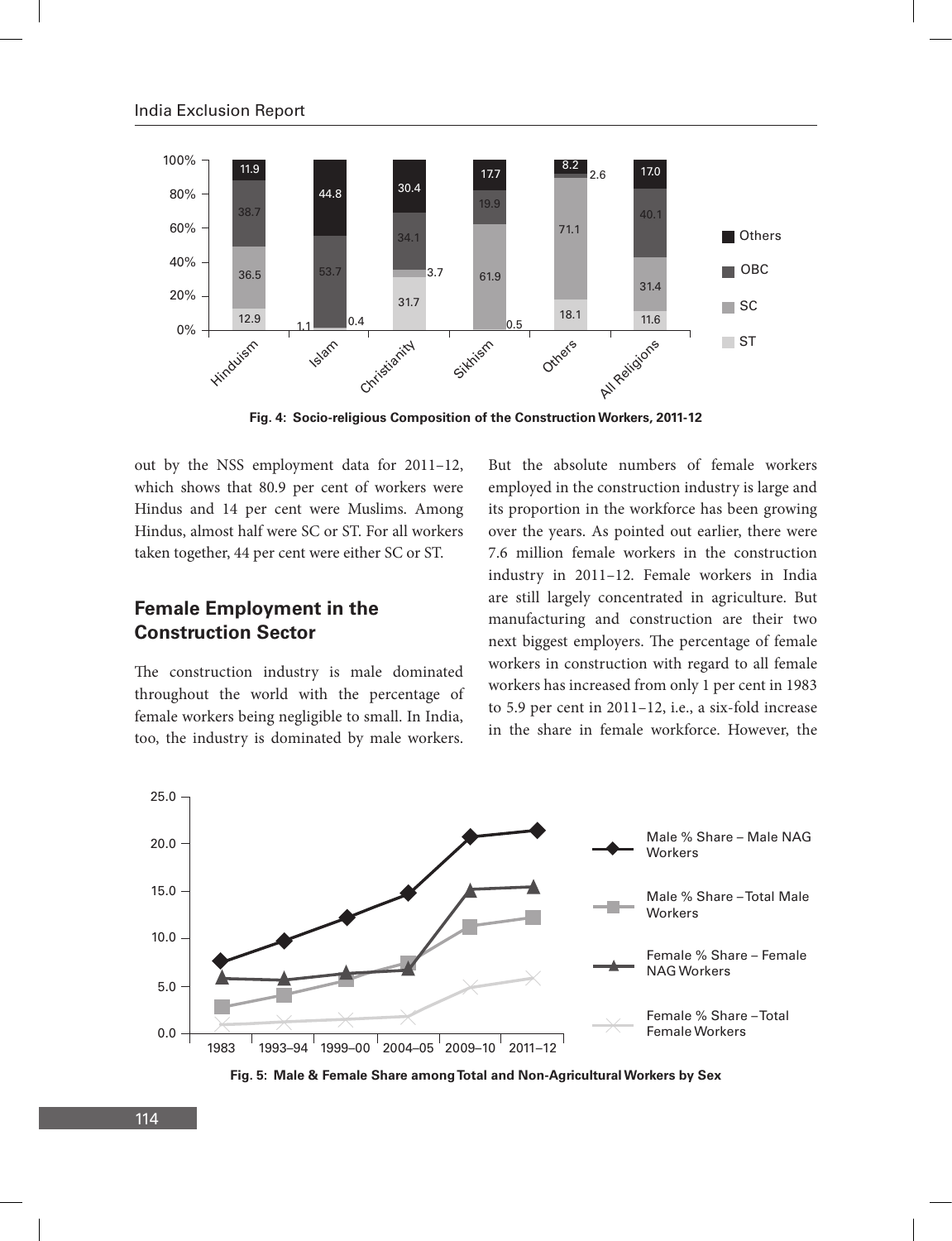Fig. 4: Socio-religious Composition of the Construction Workers, 2011-12

out by the NSS employment data for 2011–12, which shows that 80.9 per cent of workers were Hindus and 14 per cent were Muslims. Among Hindus, almost half were SC or ST. For all workers taken together, 44 per cent were either SC or ST.

## Female Employment in the Construction Sector

The construction industry is male dominated throughout the world with the percentage of female workers being negligible to small. In India, too, the industry is dominated by male workers. But the absolute numbers of female workers employed in the construction industry is large and its proportion in the workforce has been growing over the years. As pointed out earlier, there were 7.6 million female workers in the construction industry in 2011–12. Female workers in India are still largely concentrated in agriculture. But manufacturing and construction are their two next biggest employers. The percentage of female workers in construction with regard to all female workers has increased from only 1 per cent in 1983 to 5.9 per cent in 2011–12, i.e., a six-fold increase in the share in female workforce. However, the

Fig. 5: Male & Female Share among Total and Non-Agricultural Workers by Sex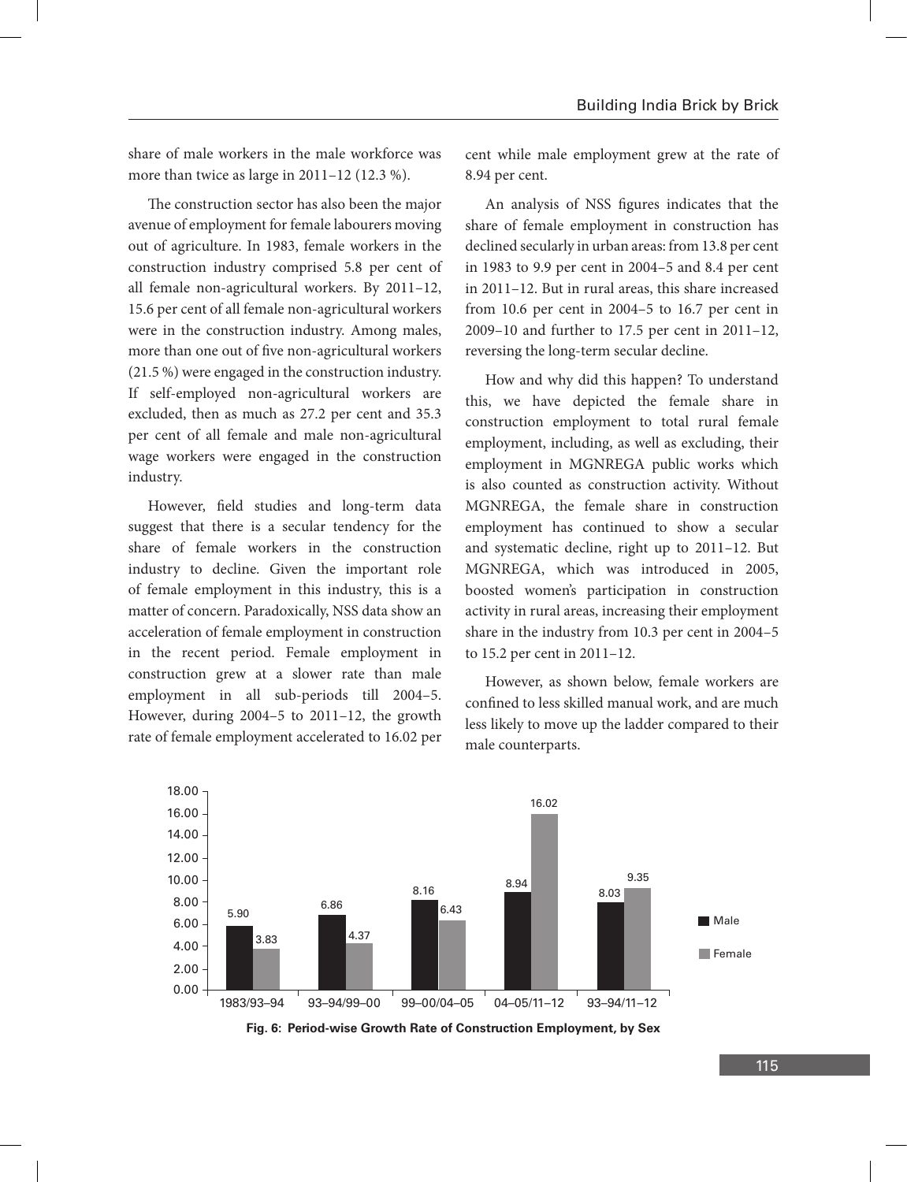share of male workers in the male workforce was more than twice as large in 2011–12 (12.3 %).

The construction sector has also been the major avenue of employment for female labourers moving out of agriculture. In 1983, female workers in the construction industry comprised 5.8 per cent of all female non-agricultural workers. By 2011–12, 15.6 per cent of all female non-agricultural workers were in the construction industry. Among males, more than one out of five non-agricultural workers (21.5 %) were engaged in the construction industry. If self-employed non-agricultural workers are excluded, then as much as 27.2 per cent and 35.3 per cent of all female and male non-agricultural wage workers were engaged in the construction industry.

However, field studies and long-term data suggest that there is a secular tendency for the share of female workers in the construction industry to decline. Given the important role of female employment in this industry, this is a matter of concern. Paradoxically, NSS data show an acceleration of female employment in construction in the recent period. Female employment in construction grew at a slower rate than male employment in all sub-periods till 2004–5. However, during 2004–5 to 2011–12, the growth rate of female employment accelerated to 16.02 per cent while male employment grew at the rate of 8.94 per cent.

An analysis of NSS figures indicates that the share of female employment in construction has declined secularly in urban areas: from 13.8 per cent in 1983 to 9.9 per cent in 2004–5 and 8.4 per cent in 2011–12. But in rural areas, this share increased from 10.6 per cent in 2004–5 to 16.7 per cent in 2009–10 and further to 17.5 per cent in 2011–12, reversing the long-term secular decline.

How and why did this happen? To understand this, we have depicted the female share in construction employment to total rural female employment, including, as well as excluding, their employment in MGNREGA public works which is also counted as construction activity. Without MGNREGA, the female share in construction employment has continued to show a secular and systematic decline, right up to 2011–12. But MGNREGA, which was introduced in 2005, boosted women's participation in construction activity in rural areas, increasing their employment share in the industry from 10.3 per cent in 2004–5 to 15.2 per cent in 2011–12.

However, as shown below, female workers are confined to less skilled manual work, and are much less likely to move up the ladder compared to their male counterparts.

| Period | Male | Female |
| --- | --- | --- |
| 1983/93–94 | 5.90 | 3.83 |
| 93–94/99–00 | 6.86 | 4.37 |
| 99–00/04–05 | 8.16 | 6.43 |
| 04–05/11–12 | 8.94 | 16.02 |
| 93–94/11–12 | 8.03 | 9.35 |

**Fig. 6: Period-wise Growth Rate of Construction Employment, by Sex**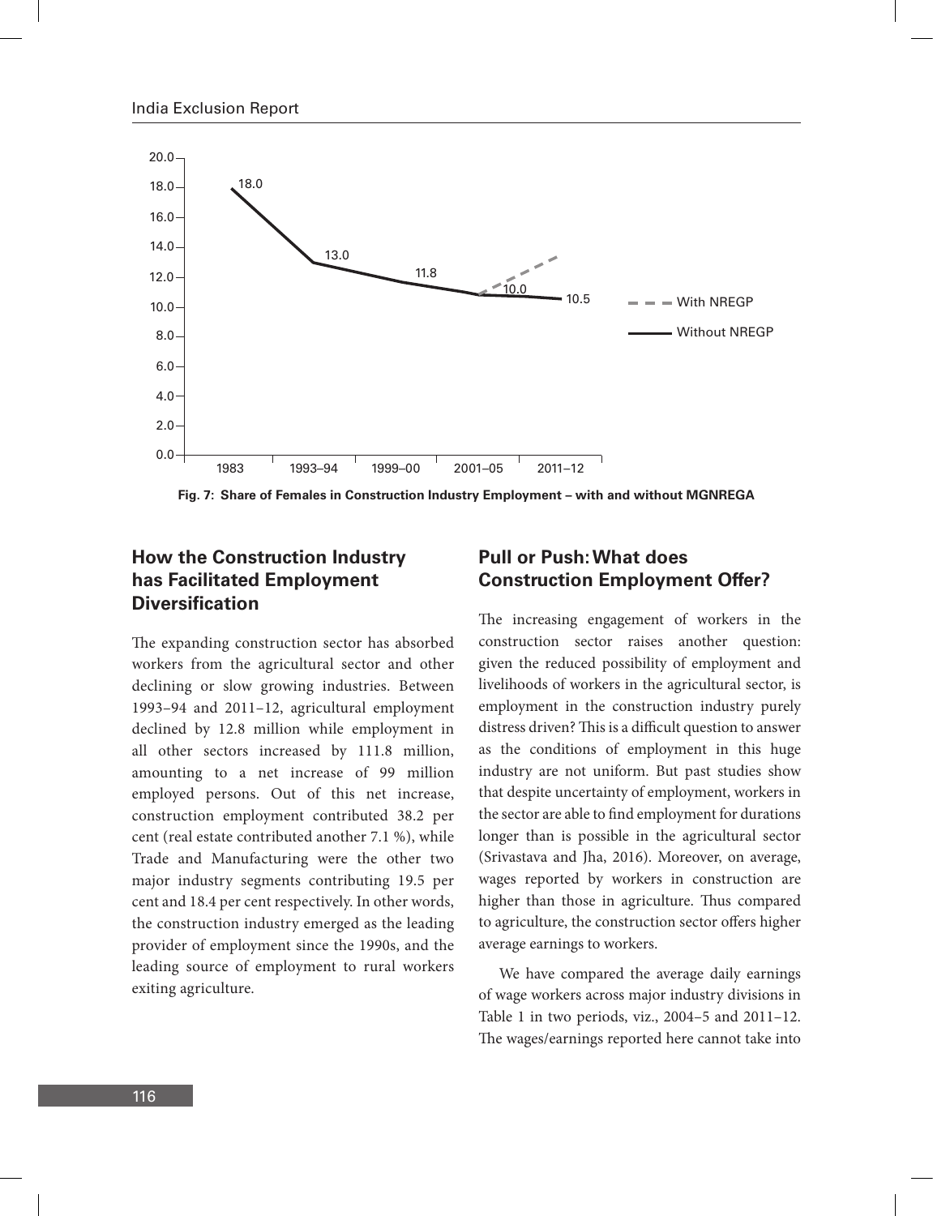Fig. 7: Share of Females in Construction Industry Employment – with and without MGNREGA

## How the Construction Industry has Facilitated Employment Diversification

The expanding construction sector has absorbed workers from the agricultural sector and other declining or slow growing industries. Between 1993–94 and 2011–12, agricultural employment declined by 12.8 million while employment in all other sectors increased by 111.8 million, amounting to a net increase of 99 million employed persons. Out of this net increase, construction employment contributed 38.2 per cent (real estate contributed another 7.1 %), while Trade and Manufacturing were the other two major industry segments contributing 19.5 per cent and 18.4 per cent respectively. In other words, the construction industry emerged as the leading provider of employment since the 1990s, and the leading source of employment to rural workers exiting agriculture.

## Pull or Push: What does Construction Employment Offer?

The increasing engagement of workers in the construction sector raises another question: given the reduced possibility of employment and livelihoods of workers in the agricultural sector, is employment in the construction industry purely distress driven? This is a difficult question to answer as the conditions of employment in this huge industry are not uniform. But past studies show that despite uncertainty of employment, workers in the sector are able to find employment for durations longer than is possible in the agricultural sector (Srivastava and Jha, 2016). Moreover, on average, wages reported by workers in construction are higher than those in agriculture. Thus compared to agriculture, the construction sector offers higher average earnings to workers.

We have compared the average daily earnings of wage workers across major industry divisions in Table 1 in two periods, viz., 2004–5 and 2011–12. The wages/earnings reported here cannot take into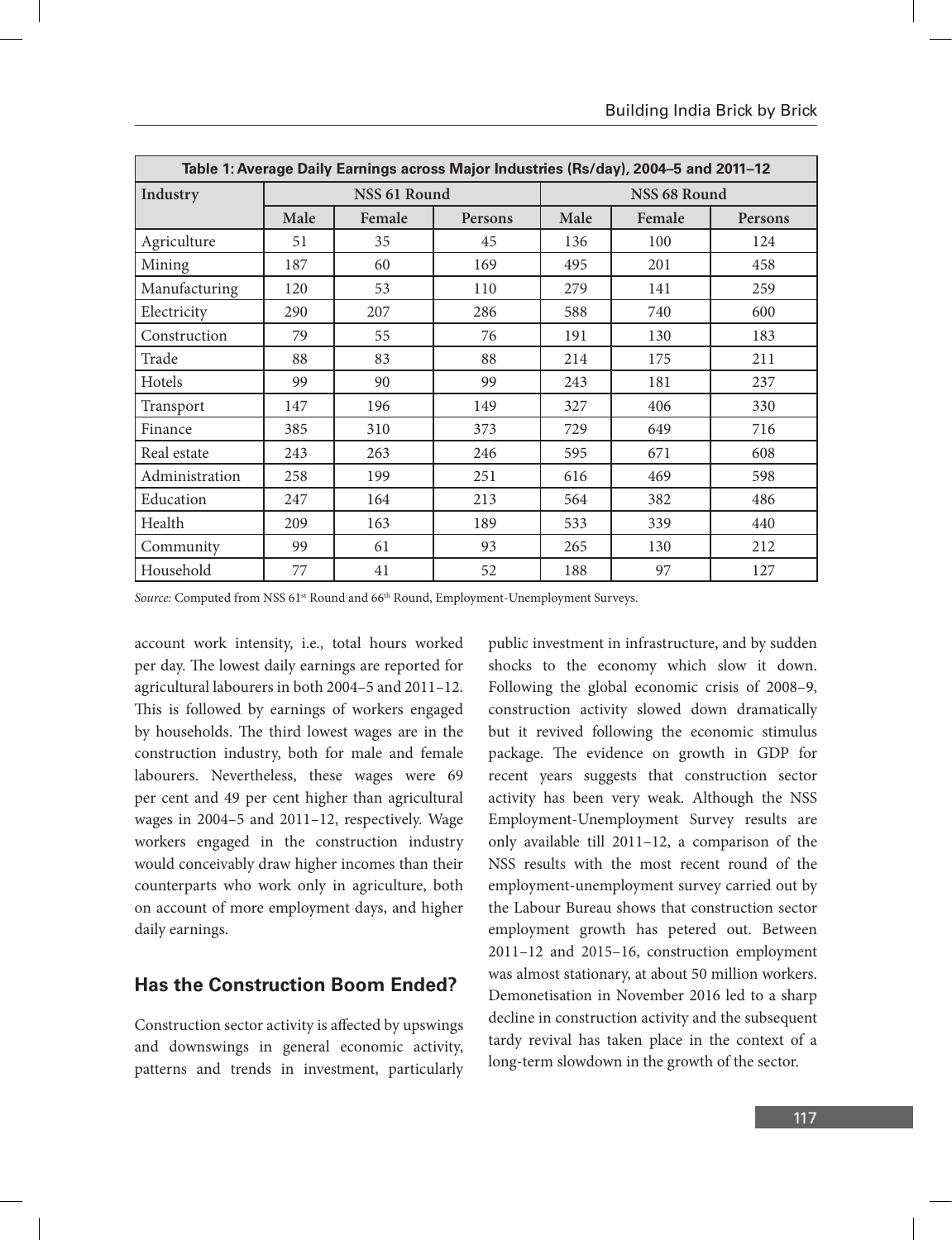| Table 1: Average Daily Earnings across Major Industries (Rs/day), 2004–5 and 2011–12 | | | | | | |
|---|---|---|---|---|---|---|
| Industry | NSS 61 Round | | | NSS 68 Round | | |
| | Male | Female | Persons | Male | Female | Persons |
| Agriculture | 51 | 35 | 45 | 136 | 100 | 124 |
| Mining | 187 | 60 | 169 | 495 | 201 | 458 |
| Manufacturing | 120 | 53 | 110 | 279 | 141 | 259 |
| Electricity | 290 | 207 | 286 | 588 | 740 | 600 |
| Construction | 79 | 55 | 76 | 191 | 130 | 183 |
| Trade | 88 | 83 | 88 | 214 | 175 | 211 |
| Hotels | 99 | 90 | 99 | 243 | 181 | 237 |
| Transport | 147 | 196 | 149 | 327 | 406 | 330 |
| Finance | 385 | 310 | 373 | 729 | 649 | 716 |
| Real estate | 243 | 263 | 246 | 595 | 671 | 608 |
| Administration | 258 | 199 | 251 | 616 | 469 | 598 |
| Education | 247 | 164 | 213 | 564 | 382 | 486 |
| Health | 209 | 163 | 189 | 533 | 339 | 440 |
| Community | 99 | 61 | 93 | 265 | 130 | 212 |
| Household | 77 | 41 | 52 | 188 | 97 | 127 |

*Source:* Computed from NSS 61st Round and 66th Round, Employment-Unemployment Surveys.

account work intensity, i.e., total hours worked per day. The lowest daily earnings are reported for agricultural labourers in both 2004–5 and 2011–12. This is followed by earnings of workers engaged by households. The third lowest wages are in the construction industry, both for male and female labourers. Nevertheless, these wages were 69 per cent and 49 per cent higher than agricultural wages in 2004–5 and 2011–12, respectively. Wage workers engaged in the construction industry would conceivably draw higher incomes than their counterparts who work only in agriculture, both on account of more employment days, and higher daily earnings.

## Has the Construction Boom Ended?

Construction sector activity is affected by upswings and downswings in general economic activity, patterns and trends in investment, particularly public investment in infrastructure, and by sudden shocks to the economy which slow it down. Following the global economic crisis of 2008–9, construction activity slowed down dramatically but it revived following the economic stimulus package. The evidence on growth in GDP for recent years suggests that construction sector activity has been very weak. Although the NSS Employment-Unemployment Survey results are only available till 2011–12, a comparison of the NSS results with the most recent round of the employment-unemployment survey carried out by the Labour Bureau shows that construction sector employment growth has petered out. Between 2011–12 and 2015–16, construction employment was almost stationary, at about 50 million workers. Demonetisation in November 2016 led to a sharp decline in construction activity and the subsequent tardy revival has taken place in the context of a long-term slowdown in the growth of the sector.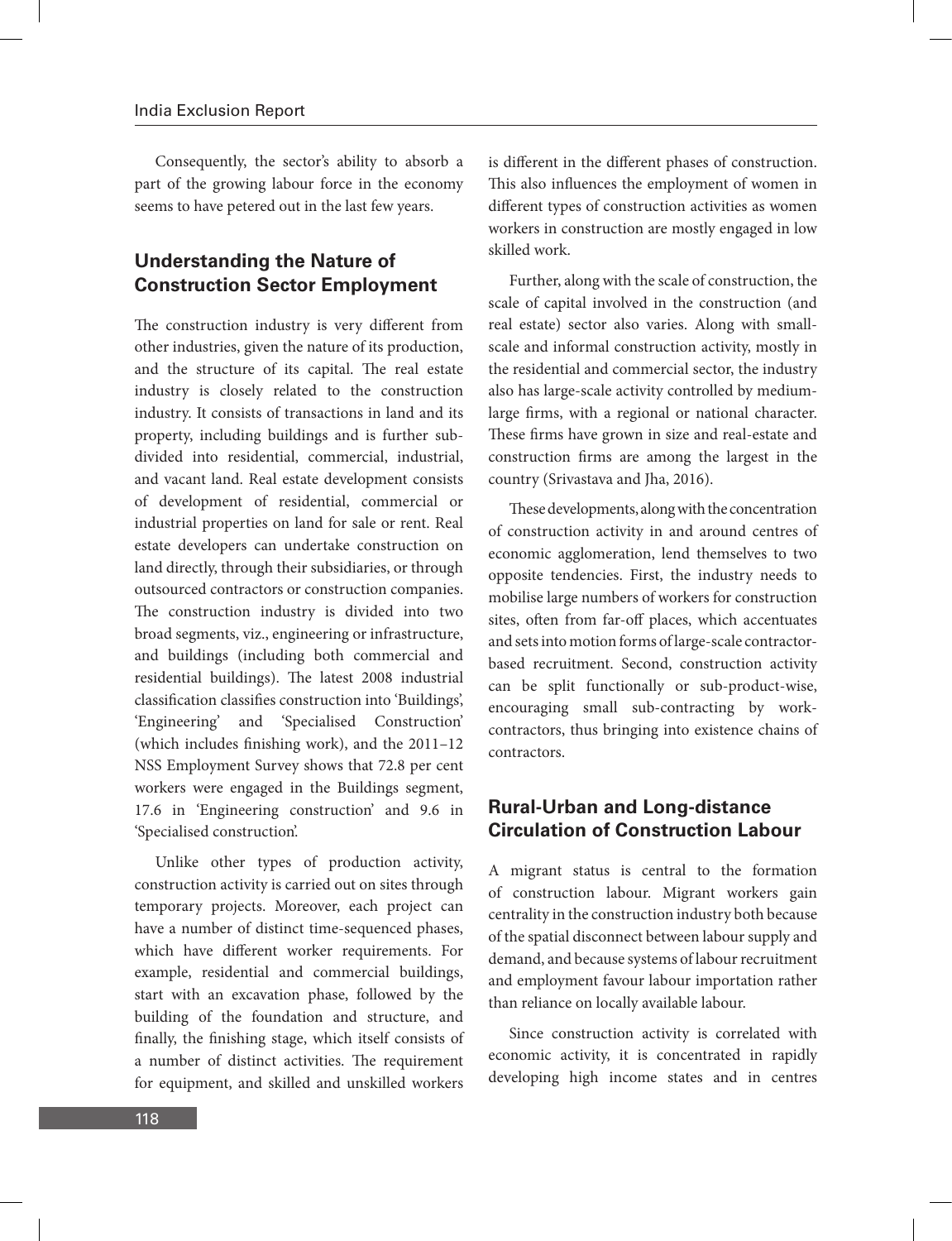Consequently, the sector's ability to absorb a part of the growing labour force in the economy seems to have petered out in the last few years.

## Understanding the Nature of Construction Sector Employment

The construction industry is very different from other industries, given the nature of its production, and the structure of its capital. The real estate industry is closely related to the construction industry. It consists of transactions in land and its property, including buildings and is further sub-divided into residential, commercial, industrial, and vacant land. Real estate development consists of development of residential, commercial or industrial properties on land for sale or rent. Real estate developers can undertake construction on land directly, through their subsidiaries, or through outsourced contractors or construction companies. The construction industry is divided into two broad segments, viz., engineering or infrastructure, and buildings (including both commercial and residential buildings). The latest 2008 industrial classification classifies construction into 'Buildings', 'Engineering' and 'Specialised Construction' (which includes finishing work), and the 2011–12 NSS Employment Survey shows that 72.8 per cent workers were engaged in the Buildings segment, 17.6 in 'Engineering construction' and 9.6 in 'Specialised construction'.

Unlike other types of production activity, construction activity is carried out on sites through temporary projects. Moreover, each project can have a number of distinct time-sequenced phases, which have different worker requirements. For example, residential and commercial buildings, start with an excavation phase, followed by the building of the foundation and structure, and finally, the finishing stage, which itself consists of a number of distinct activities. The requirement for equipment, and skilled and unskilled workers is different in the different phases of construction. This also influences the employment of women in different types of construction activities as women workers in construction are mostly engaged in low skilled work.

Further, along with the scale of construction, the scale of capital involved in the construction (and real estate) sector also varies. Along with small-scale and informal construction activity, mostly in the residential and commercial sector, the industry also has large-scale activity controlled by medium-large firms, with a regional or national character. These firms have grown in size and real-estate and construction firms are among the largest in the country (Srivastava and Jha, 2016).

These developments, along with the concentration of construction activity in and around centres of economic agglomeration, lend themselves to two opposite tendencies. First, the industry needs to mobilise large numbers of workers for construction sites, often from far-off places, which accentuates and sets into motion forms of large-scale contractor-based recruitment. Second, construction activity can be split functionally or sub-product-wise, encouraging small sub-contracting by work-contractors, thus bringing into existence chains of contractors.

## Rural-Urban and Long-distance Circulation of Construction Labour

A migrant status is central to the formation of construction labour. Migrant workers gain centrality in the construction industry both because of the spatial disconnect between labour supply and demand, and because systems of labour recruitment and employment favour labour importation rather than reliance on locally available labour.

Since construction activity is correlated with economic activity, it is concentrated in rapidly developing high income states and in centres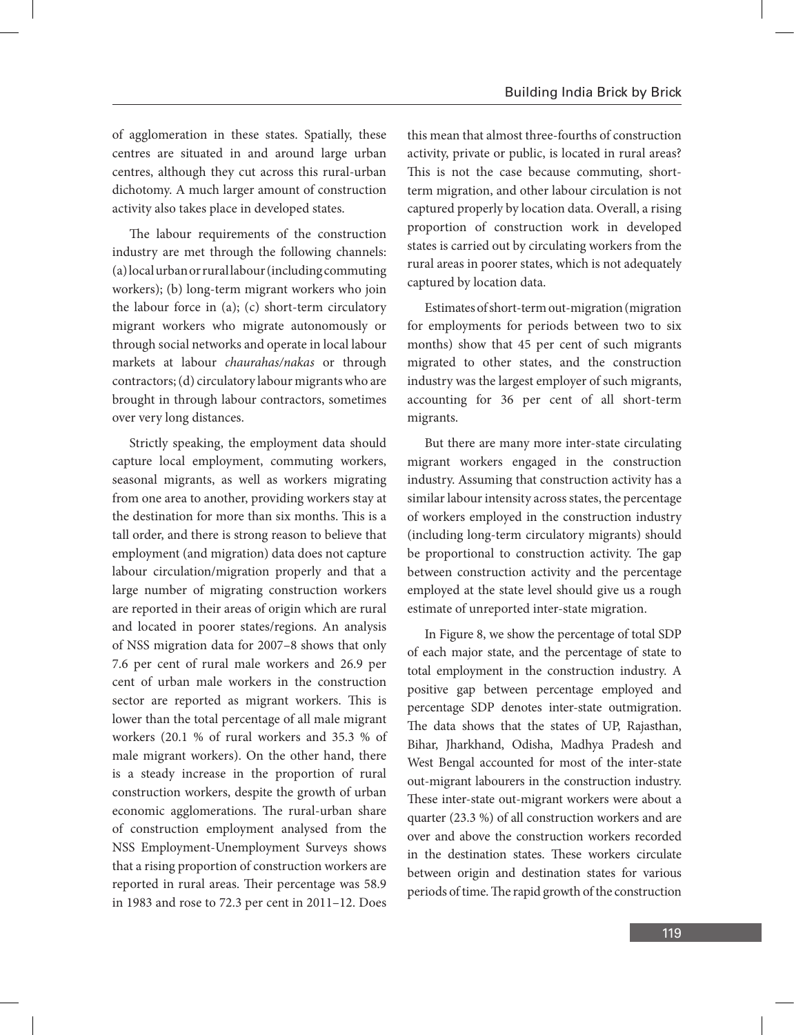of agglomeration in these states. Spatially, these centres are situated in and around large urban centres, although they cut across this rural-urban dichotomy. A much larger amount of construction activity also takes place in developed states.

The labour requirements of the construction industry are met through the following channels: (a) local urban or rural labour (including commuting workers); (b) long-term migrant workers who join the labour force in (a); (c) short-term circulatory migrant workers who migrate autonomously or through social networks and operate in local labour markets at labour *chaurahas/nakas* or through contractors; (d) circulatory labour migrants who are brought in through labour contractors, sometimes over very long distances.

Strictly speaking, the employment data should capture local employment, commuting workers, seasonal migrants, as well as workers migrating from one area to another, providing workers stay at the destination for more than six months. This is a tall order, and there is strong reason to believe that employment (and migration) data does not capture labour circulation/migration properly and that a large number of migrating construction workers are reported in their areas of origin which are rural and located in poorer states/regions. An analysis of NSS migration data for 2007–8 shows that only 7.6 per cent of rural male workers and 26.9 per cent of urban male workers in the construction sector are reported as migrant workers. This is lower than the total percentage of all male migrant workers (20.1 % of rural workers and 35.3 % of male migrant workers). On the other hand, there is a steady increase in the proportion of rural construction workers, despite the growth of urban economic agglomerations. The rural-urban share of construction employment analysed from the NSS Employment-Unemployment Surveys shows that a rising proportion of construction workers are reported in rural areas. Their percentage was 58.9 in 1983 and rose to 72.3 per cent in 2011–12. Does this mean that almost three-fourths of construction activity, private or public, is located in rural areas? This is not the case because commuting, short-term migration, and other labour circulation is not captured properly by location data. Overall, a rising proportion of construction work in developed states is carried out by circulating workers from the rural areas in poorer states, which is not adequately captured by location data.

Estimates of short-term out-migration (migration for employments for periods between two to six months) show that 45 per cent of such migrants migrated to other states, and the construction industry was the largest employer of such migrants, accounting for 36 per cent of all short-term migrants.

But there are many more inter-state circulating migrant workers engaged in the construction industry. Assuming that construction activity has a similar labour intensity across states, the percentage of workers employed in the construction industry (including long-term circulatory migrants) should be proportional to construction activity. The gap between construction activity and the percentage employed at the state level should give us a rough estimate of unreported inter-state migration.

In Figure 8, we show the percentage of total SDP of each major state, and the percentage of state to total employment in the construction industry. A positive gap between percentage employed and percentage SDP denotes inter-state outmigration. The data shows that the states of UP, Rajasthan, Bihar, Jharkhand, Odisha, Madhya Pradesh and West Bengal accounted for most of the inter-state out-migrant labourers in the construction industry. These inter-state out-migrant workers were about a quarter (23.3 %) of all construction workers and are over and above the construction workers recorded in the destination states. These workers circulate between origin and destination states for various periods of time. The rapid growth of the construction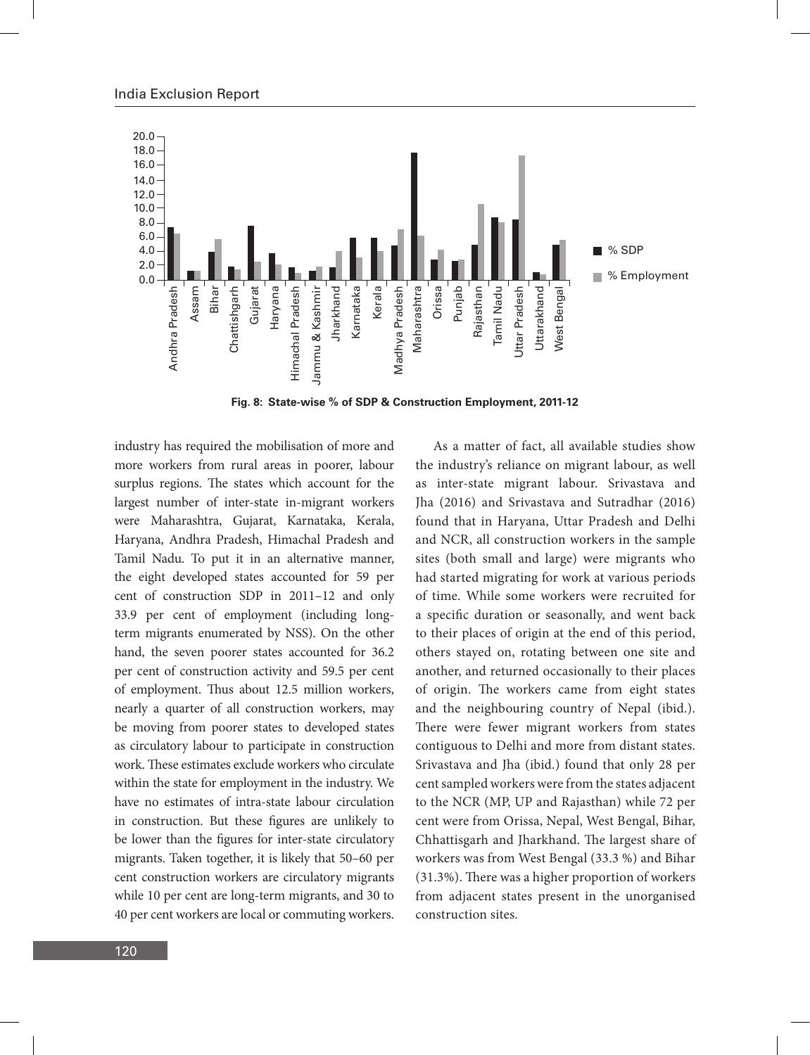Fig. 8: State-wise % of SDP & Construction Employment, 2011-12

industry has required the mobilisation of more and more workers from rural areas in poorer, labour surplus regions. The states which account for the largest number of inter-state in-migrant workers were Maharashtra, Gujarat, Karnataka, Kerala, Haryana, Andhra Pradesh, Himachal Pradesh and Tamil Nadu. To put it in an alternative manner, the eight developed states accounted for 59 per cent of construction SDP in 2011–12 and only 33.9 per cent of employment (including long-term migrants enumerated by NSS). On the other hand, the seven poorer states accounted for 36.2 per cent of construction activity and 59.5 per cent of employment. Thus about 12.5 million workers, nearly a quarter of all construction workers, may be moving from poorer states to developed states as circulatory labour to participate in construction work. These estimates exclude workers who circulate within the state for employment in the industry. We have no estimates of intra-state labour circulation in construction. But these figures are unlikely to be lower than the figures for inter-state circulatory migrants. Taken together, it is likely that 50–60 per cent construction workers are circulatory migrants while 10 per cent are long-term migrants, and 30 to 40 per cent workers are local or commuting workers.

As a matter of fact, all available studies show the industry's reliance on migrant labour, as well as inter-state migrant labour. Srivastava and Jha (2016) and Srivastava and Sutradhar (2016) found that in Haryana, Uttar Pradesh and Delhi and NCR, all construction workers in the sample sites (both small and large) were migrants who had started migrating for work at various periods of time. While some workers were recruited for a specific duration or seasonally, and went back to their places of origin at the end of this period, others stayed on, rotating between one site and another, and returned occasionally to their places of origin. The workers came from eight states and the neighbouring country of Nepal (ibid.). There were fewer migrant workers from states contiguous to Delhi and more from distant states. Srivastava and Jha (ibid.) found that only 28 per cent sampled workers were from the states adjacent to the NCR (MP, UP and Rajasthan) while 72 per cent were from Orissa, Nepal, West Bengal, Bihar, Chhattisgarh and Jharkhand. The largest share of workers was from West Bengal (33.3 %) and Bihar (31.3%). There was a higher proportion of workers from adjacent states present in the unorganised construction sites.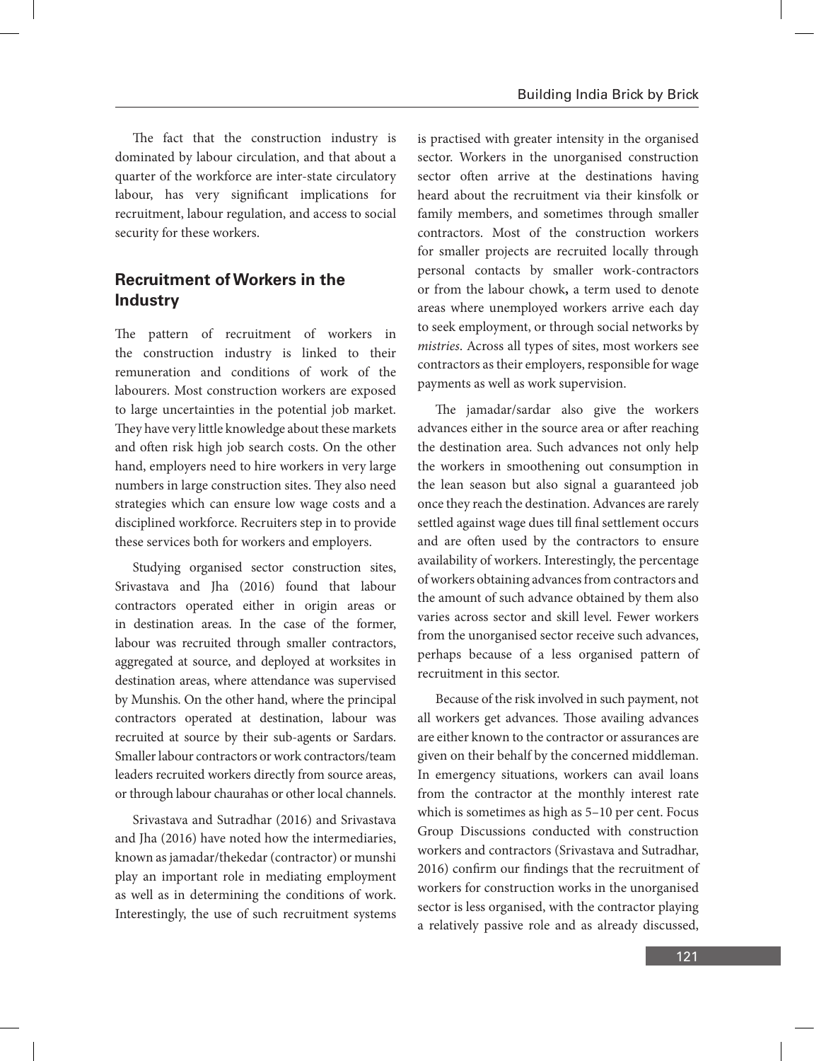The fact that the construction industry is dominated by labour circulation, and that about a quarter of the workforce are inter-state circulatory labour, has very significant implications for recruitment, labour regulation, and access to social security for these workers.

## Recruitment of Workers in the Industry

The pattern of recruitment of workers in the construction industry is linked to their remuneration and conditions of work of the labourers. Most construction workers are exposed to large uncertainties in the potential job market. They have very little knowledge about these markets and often risk high job search costs. On the other hand, employers need to hire workers in very large numbers in large construction sites. They also need strategies which can ensure low wage costs and a disciplined workforce. Recruiters step in to provide these services both for workers and employers.

Studying organised sector construction sites, Srivastava and Jha (2016) found that labour contractors operated either in origin areas or in destination areas. In the case of the former, labour was recruited through smaller contractors, aggregated at source, and deployed at worksites in destination areas, where attendance was supervised by Munshis. On the other hand, where the principal contractors operated at destination, labour was recruited at source by their sub-agents or Sardars. Smaller labour contractors or work contractors/team leaders recruited workers directly from source areas, or through labour chaurahas or other local channels.

Srivastava and Sutradhar (2016) and Srivastava and Jha (2016) have noted how the intermediaries, known as jamadar/thekedar (contractor) or munshi play an important role in mediating employment as well as in determining the conditions of work. Interestingly, the use of such recruitment systems is practised with greater intensity in the organised sector. Workers in the unorganised construction sector often arrive at the destinations having heard about the recruitment via their kinsfolk or family members, and sometimes through smaller contractors. Most of the construction workers for smaller projects are recruited locally through personal contacts by smaller work-contractors or from the labour chowk**,** a term used to denote areas where unemployed workers arrive each day to seek employment, or through social networks by *mistries*. Across all types of sites, most workers see contractors as their employers, responsible for wage payments as well as work supervision.

The jamadar/sardar also give the workers advances either in the source area or after reaching the destination area. Such advances not only help the workers in smoothening out consumption in the lean season but also signal a guaranteed job once they reach the destination. Advances are rarely settled against wage dues till final settlement occurs and are often used by the contractors to ensure availability of workers. Interestingly, the percentage of workers obtaining advances from contractors and the amount of such advance obtained by them also varies across sector and skill level. Fewer workers from the unorganised sector receive such advances, perhaps because of a less organised pattern of recruitment in this sector.

Because of the risk involved in such payment, not all workers get advances. Those availing advances are either known to the contractor or assurances are given on their behalf by the concerned middleman. In emergency situations, workers can avail loans from the contractor at the monthly interest rate which is sometimes as high as 5–10 per cent. Focus Group Discussions conducted with construction workers and contractors (Srivastava and Sutradhar, 2016) confirm our findings that the recruitment of workers for construction works in the unorganised sector is less organised, with the contractor playing a relatively passive role and as already discussed,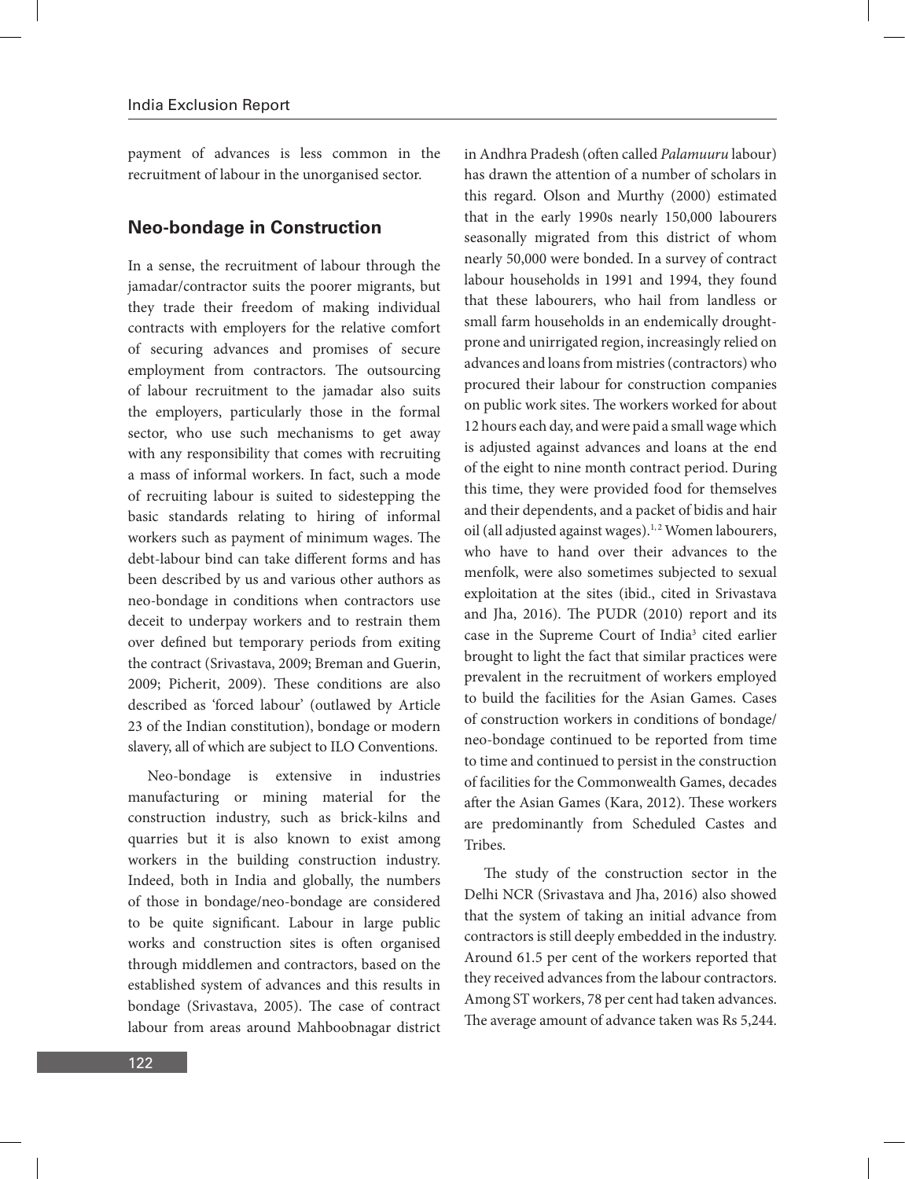payment of advances is less common in the recruitment of labour in the unorganised sector.

## Neo-bondage in Construction

In a sense, the recruitment of labour through the jamadar/contractor suits the poorer migrants, but they trade their freedom of making individual contracts with employers for the relative comfort of securing advances and promises of secure employment from contractors. The outsourcing of labour recruitment to the jamadar also suits the employers, particularly those in the formal sector, who use such mechanisms to get away with any responsibility that comes with recruiting a mass of informal workers. In fact, such a mode of recruiting labour is suited to sidestepping the basic standards relating to hiring of informal workers such as payment of minimum wages. The debt-labour bind can take different forms and has been described by us and various other authors as neo-bondage in conditions when contractors use deceit to underpay workers and to restrain them over defined but temporary periods from exiting the contract (Srivastava, 2009; Breman and Guerin, 2009; Picherit, 2009). These conditions are also described as 'forced labour' (outlawed by Article 23 of the Indian constitution), bondage or modern slavery, all of which are subject to ILO Conventions.

Neo-bondage is extensive in industries manufacturing or mining material for the construction industry, such as brick-kilns and quarries but it is also known to exist among workers in the building construction industry. Indeed, both in India and globally, the numbers of those in bondage/neo-bondage are considered to be quite significant. Labour in large public works and construction sites is often organised through middlemen and contractors, based on the established system of advances and this results in bondage (Srivastava, 2005). The case of contract labour from areas around Mahboobnagar district in Andhra Pradesh (often called *Palamuuru* labour) has drawn the attention of a number of scholars in this regard. Olson and Murthy (2000) estimated that in the early 1990s nearly 150,000 labourers seasonally migrated from this district of whom nearly 50,000 were bonded. In a survey of contract labour households in 1991 and 1994, they found that these labourers, who hail from landless or small farm households in an endemically drought-prone and unirrigated region, increasingly relied on advances and loans from mistries (contractors) who procured their labour for construction companies on public work sites. The workers worked for about 12 hours each day, and were paid a small wage which is adjusted against advances and loans at the end of the eight to nine month contract period. During this time, they were provided food for themselves and their dependents, and a packet of bidis and hair oil (all adjusted against wages).[1,2] Women labourers, who have to hand over their advances to the menfolk, were also sometimes subjected to sexual exploitation at the sites (ibid., cited in Srivastava and Jha, 2016). The PUDR (2010) report and its case in the Supreme Court of India[3] cited earlier brought to light the fact that similar practices were prevalent in the recruitment of workers employed to build the facilities for the Asian Games. Cases of construction workers in conditions of bondage/neo-bondage continued to be reported from time to time and continued to persist in the construction of facilities for the Commonwealth Games, decades after the Asian Games (Kara, 2012). These workers are predominantly from Scheduled Castes and Tribes.

The study of the construction sector in the Delhi NCR (Srivastava and Jha, 2016) also showed that the system of taking an initial advance from contractors is still deeply embedded in the industry. Around 61.5 per cent of the workers reported that they received advances from the labour contractors. Among ST workers, 78 per cent had taken advances. The average amount of advance taken was Rs 5,244.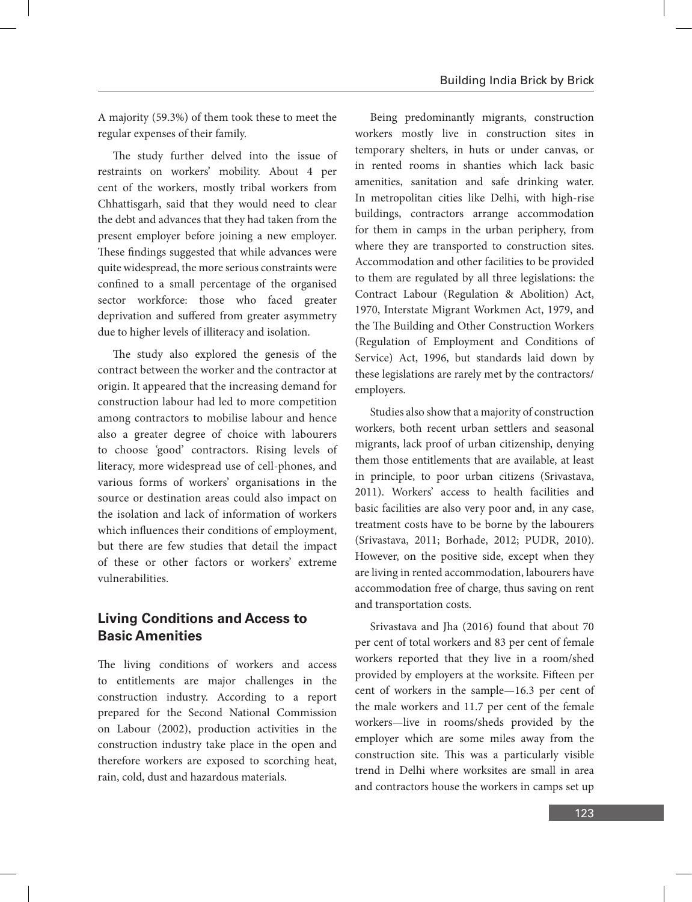A majority (59.3%) of them took these to meet the regular expenses of their family.

The study further delved into the issue of restraints on workers' mobility. About 4 per cent of the workers, mostly tribal workers from Chhattisgarh, said that they would need to clear the debt and advances that they had taken from the present employer before joining a new employer. These findings suggested that while advances were quite widespread, the more serious constraints were confined to a small percentage of the organised sector workforce: those who faced greater deprivation and suffered from greater asymmetry due to higher levels of illiteracy and isolation.

The study also explored the genesis of the contract between the worker and the contractor at origin. It appeared that the increasing demand for construction labour had led to more competition among contractors to mobilise labour and hence also a greater degree of choice with labourers to choose 'good' contractors. Rising levels of literacy, more widespread use of cell-phones, and various forms of workers' organisations in the source or destination areas could also impact on the isolation and lack of information of workers which influences their conditions of employment, but there are few studies that detail the impact of these or other factors or workers' extreme vulnerabilities.

## Living Conditions and Access to Basic Amenities

The living conditions of workers and access to entitlements are major challenges in the construction industry. According to a report prepared for the Second National Commission on Labour (2002), production activities in the construction industry take place in the open and therefore workers are exposed to scorching heat, rain, cold, dust and hazardous materials.

Being predominantly migrants, construction workers mostly live in construction sites in temporary shelters, in huts or under canvas, or in rented rooms in shanties which lack basic amenities, sanitation and safe drinking water. In metropolitan cities like Delhi, with high-rise buildings, contractors arrange accommodation for them in camps in the urban periphery, from where they are transported to construction sites. Accommodation and other facilities to be provided to them are regulated by all three legislations: the Contract Labour (Regulation & Abolition) Act, 1970, Interstate Migrant Workmen Act, 1979, and the The Building and Other Construction Workers (Regulation of Employment and Conditions of Service) Act, 1996, but standards laid down by these legislations are rarely met by the contractors/ employers.

Studies also show that a majority of construction workers, both recent urban settlers and seasonal migrants, lack proof of urban citizenship, denying them those entitlements that are available, at least in principle, to poor urban citizens (Srivastava, 2011). Workers' access to health facilities and basic facilities are also very poor and, in any case, treatment costs have to be borne by the labourers (Srivastava, 2011; Borhade, 2012; PUDR, 2010). However, on the positive side, except when they are living in rented accommodation, labourers have accommodation free of charge, thus saving on rent and transportation costs.

Srivastava and Jha (2016) found that about 70 per cent of total workers and 83 per cent of female workers reported that they live in a room/shed provided by employers at the worksite. Fifteen per cent of workers in the sample—16.3 per cent of the male workers and 11.7 per cent of the female workers—live in rooms/sheds provided by the employer which are some miles away from the construction site. This was a particularly visible trend in Delhi where worksites are small in area and contractors house the workers in camps set up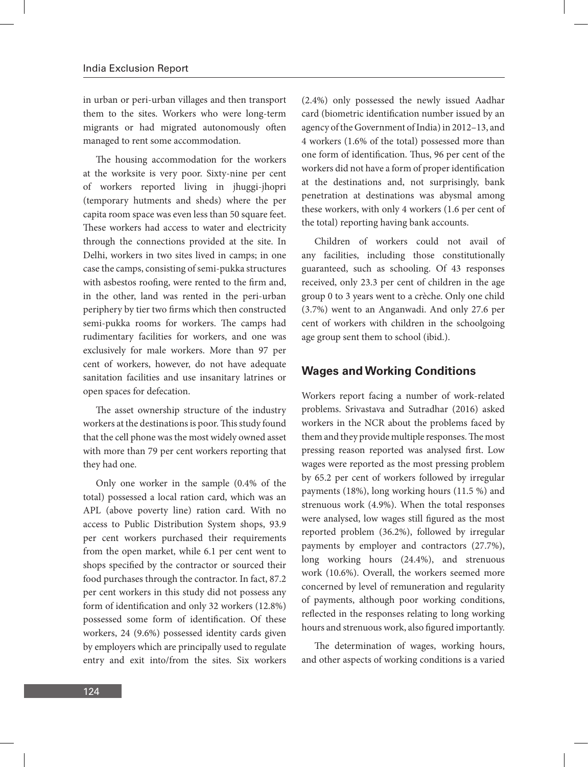in urban or peri-urban villages and then transport them to the sites. Workers who were long-term migrants or had migrated autonomously often managed to rent some accommodation.

The housing accommodation for the workers at the worksite is very poor. Sixty-nine per cent of workers reported living in jhuggi-jhopri (temporary hutments and sheds) where the per capita room space was even less than 50 square feet. These workers had access to water and electricity through the connections provided at the site. In Delhi, workers in two sites lived in camps; in one case the camps, consisting of semi-pukka structures with asbestos roofing, were rented to the firm and, in the other, land was rented in the peri-urban periphery by tier two firms which then constructed semi-pukka rooms for workers. The camps had rudimentary facilities for workers, and one was exclusively for male workers. More than 97 per cent of workers, however, do not have adequate sanitation facilities and use insanitary latrines or open spaces for defecation.

The asset ownership structure of the industry workers at the destinations is poor. This study found that the cell phone was the most widely owned asset with more than 79 per cent workers reporting that they had one.

Only one worker in the sample (0.4% of the total) possessed a local ration card, which was an APL (above poverty line) ration card. With no access to Public Distribution System shops, 93.9 per cent workers purchased their requirements from the open market, while 6.1 per cent went to shops specified by the contractor or sourced their food purchases through the contractor. In fact, 87.2 per cent workers in this study did not possess any form of identification and only 32 workers (12.8%) possessed some form of identification. Of these workers, 24 (9.6%) possessed identity cards given by employers which are principally used to regulate entry and exit into/from the sites. Six workers (2.4%) only possessed the newly issued Aadhar card (biometric identification number issued by an agency of the Government of India) in 2012–13, and 4 workers (1.6% of the total) possessed more than one form of identification. Thus, 96 per cent of the workers did not have a form of proper identification at the destinations and, not surprisingly, bank penetration at destinations was abysmal among these workers, with only 4 workers (1.6 per cent of the total) reporting having bank accounts.

Children of workers could not avail of any facilities, including those constitutionally guaranteed, such as schooling. Of 43 responses received, only 23.3 per cent of children in the age group 0 to 3 years went to a crèche. Only one child (3.7%) went to an Anganwadi. And only 27.6 per cent of workers with children in the schoolgoing age group sent them to school (ibid.).

## Wages and Working Conditions

Workers report facing a number of work-related problems. Srivastava and Sutradhar (2016) asked workers in the NCR about the problems faced by them and they provide multiple responses. The most pressing reason reported was analysed first. Low wages were reported as the most pressing problem by 65.2 per cent of workers followed by irregular payments (18%), long working hours (11.5 %) and strenuous work (4.9%). When the total responses were analysed, low wages still figured as the most reported problem (36.2%), followed by irregular payments by employer and contractors (27.7%), long working hours (24.4%), and strenuous work (10.6%). Overall, the workers seemed more concerned by level of remuneration and regularity of payments, although poor working conditions, reflected in the responses relating to long working hours and strenuous work, also figured importantly.

The determination of wages, working hours, and other aspects of working conditions is a varied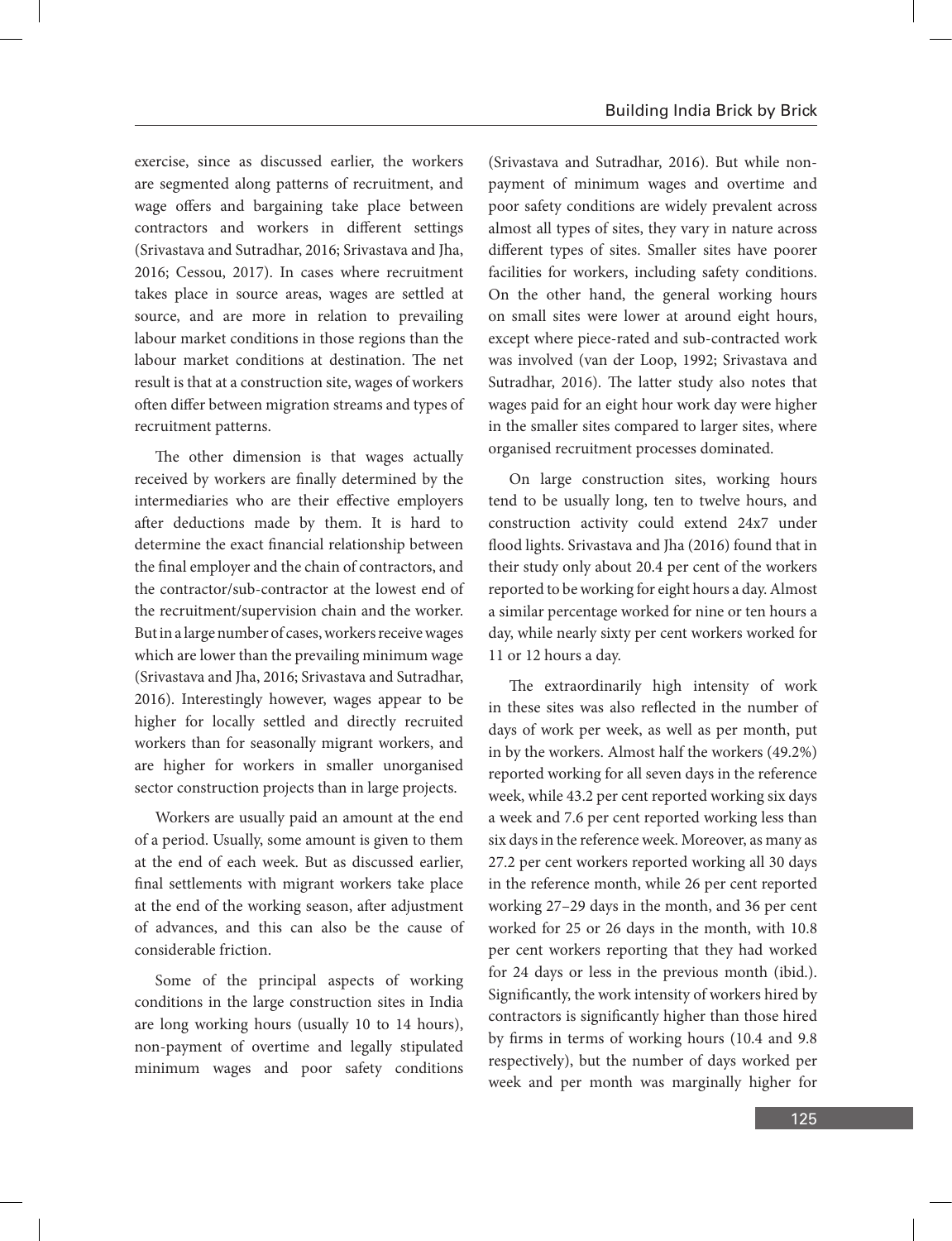exercise, since as discussed earlier, the workers are segmented along patterns of recruitment, and wage offers and bargaining take place between contractors and workers in different settings (Srivastava and Sutradhar, 2016; Srivastava and Jha, 2016; Cessou, 2017). In cases where recruitment takes place in source areas, wages are settled at source, and are more in relation to prevailing labour market conditions in those regions than the labour market conditions at destination. The net result is that at a construction site, wages of workers often differ between migration streams and types of recruitment patterns.

The other dimension is that wages actually received by workers are finally determined by the intermediaries who are their effective employers after deductions made by them. It is hard to determine the exact financial relationship between the final employer and the chain of contractors, and the contractor/sub-contractor at the lowest end of the recruitment/supervision chain and the worker. But in a large number of cases, workers receive wages which are lower than the prevailing minimum wage (Srivastava and Jha, 2016; Srivastava and Sutradhar, 2016). Interestingly however, wages appear to be higher for locally settled and directly recruited workers than for seasonally migrant workers, and are higher for workers in smaller unorganised sector construction projects than in large projects.

Workers are usually paid an amount at the end of a period. Usually, some amount is given to them at the end of each week. But as discussed earlier, final settlements with migrant workers take place at the end of the working season, after adjustment of advances, and this can also be the cause of considerable friction.

Some of the principal aspects of working conditions in the large construction sites in India are long working hours (usually 10 to 14 hours), non-payment of overtime and legally stipulated minimum wages and poor safety conditions (Srivastava and Sutradhar, 2016). But while non-payment of minimum wages and overtime and poor safety conditions are widely prevalent across almost all types of sites, they vary in nature across different types of sites. Smaller sites have poorer facilities for workers, including safety conditions. On the other hand, the general working hours on small sites were lower at around eight hours, except where piece-rated and sub-contracted work was involved (van der Loop, 1992; Srivastava and Sutradhar, 2016). The latter study also notes that wages paid for an eight hour work day were higher in the smaller sites compared to larger sites, where organised recruitment processes dominated.

On large construction sites, working hours tend to be usually long, ten to twelve hours, and construction activity could extend 24x7 under flood lights. Srivastava and Jha (2016) found that in their study only about 20.4 per cent of the workers reported to be working for eight hours a day. Almost a similar percentage worked for nine or ten hours a day, while nearly sixty per cent workers worked for 11 or 12 hours a day.

The extraordinarily high intensity of work in these sites was also reflected in the number of days of work per week, as well as per month, put in by the workers. Almost half the workers (49.2%) reported working for all seven days in the reference week, while 43.2 per cent reported working six days a week and 7.6 per cent reported working less than six days in the reference week. Moreover, as many as 27.2 per cent workers reported working all 30 days in the reference month, while 26 per cent reported working 27–29 days in the month, and 36 per cent worked for 25 or 26 days in the month, with 10.8 per cent workers reporting that they had worked for 24 days or less in the previous month (ibid.). Significantly, the work intensity of workers hired by contractors is significantly higher than those hired by firms in terms of working hours (10.4 and 9.8 respectively), but the number of days worked per week and per month was marginally higher for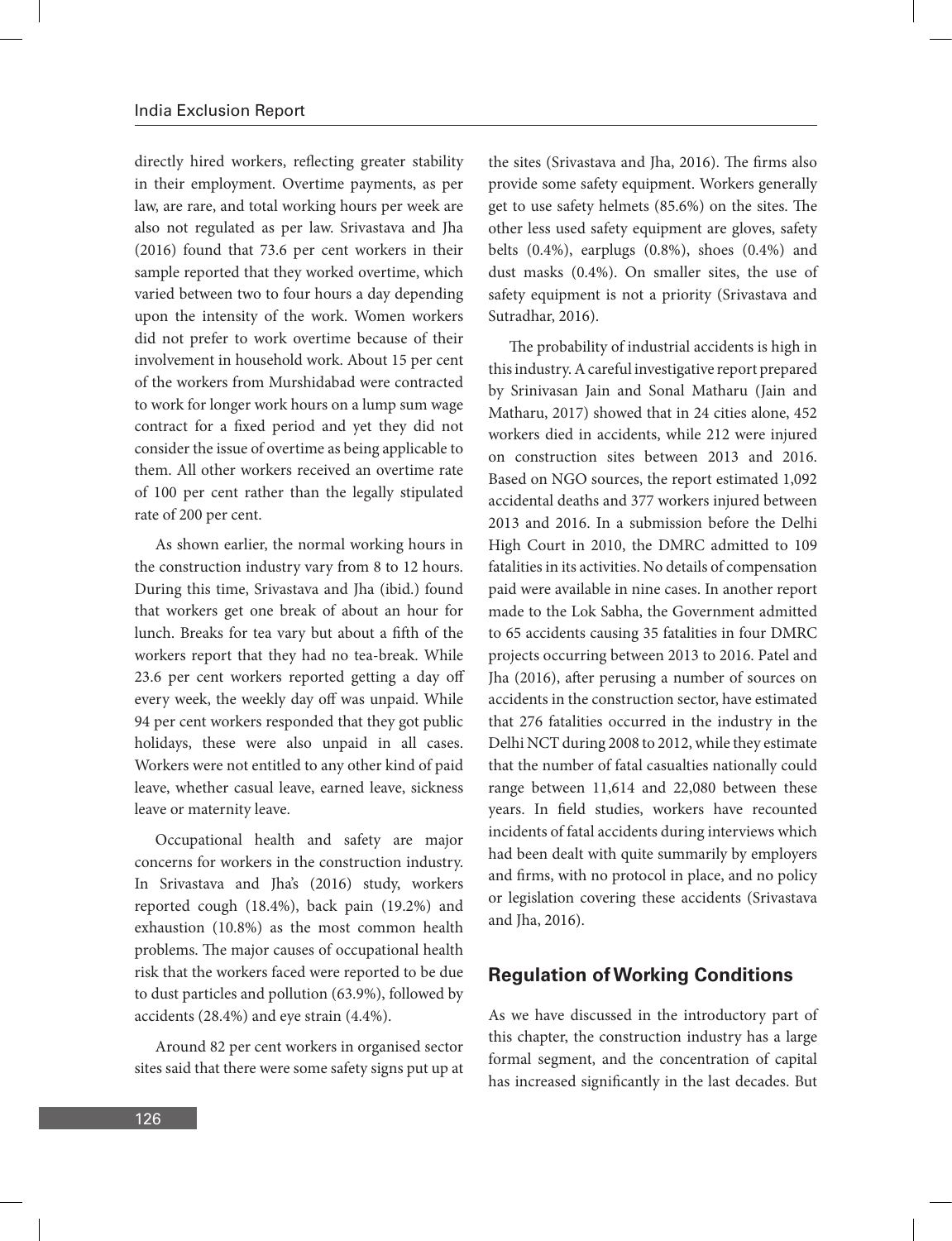directly hired workers, reflecting greater stability in their employment. Overtime payments, as per law, are rare, and total working hours per week are also not regulated as per law. Srivastava and Jha (2016) found that 73.6 per cent workers in their sample reported that they worked overtime, which varied between two to four hours a day depending upon the intensity of the work. Women workers did not prefer to work overtime because of their involvement in household work. About 15 per cent of the workers from Murshidabad were contracted to work for longer work hours on a lump sum wage contract for a fixed period and yet they did not consider the issue of overtime as being applicable to them. All other workers received an overtime rate of 100 per cent rather than the legally stipulated rate of 200 per cent.

As shown earlier, the normal working hours in the construction industry vary from 8 to 12 hours. During this time, Srivastava and Jha (ibid.) found that workers get one break of about an hour for lunch. Breaks for tea vary but about a fifth of the workers report that they had no tea-break. While 23.6 per cent workers reported getting a day off every week, the weekly day off was unpaid. While 94 per cent workers responded that they got public holidays, these were also unpaid in all cases. Workers were not entitled to any other kind of paid leave, whether casual leave, earned leave, sickness leave or maternity leave.

Occupational health and safety are major concerns for workers in the construction industry. In Srivastava and Jha's (2016) study, workers reported cough (18.4%), back pain (19.2%) and exhaustion (10.8%) as the most common health problems. The major causes of occupational health risk that the workers faced were reported to be due to dust particles and pollution (63.9%), followed by accidents (28.4%) and eye strain (4.4%).

Around 82 per cent workers in organised sector sites said that there were some safety signs put up at the sites (Srivastava and Jha, 2016). The firms also provide some safety equipment. Workers generally get to use safety helmets (85.6%) on the sites. The other less used safety equipment are gloves, safety belts (0.4%), earplugs (0.8%), shoes (0.4%) and dust masks (0.4%). On smaller sites, the use of safety equipment is not a priority (Srivastava and Sutradhar, 2016).

The probability of industrial accidents is high in this industry. A careful investigative report prepared by Srinivasan Jain and Sonal Matharu (Jain and Matharu, 2017) showed that in 24 cities alone, 452 workers died in accidents, while 212 were injured on construction sites between 2013 and 2016. Based on NGO sources, the report estimated 1,092 accidental deaths and 377 workers injured between 2013 and 2016. In a submission before the Delhi High Court in 2010, the DMRC admitted to 109 fatalities in its activities. No details of compensation paid were available in nine cases. In another report made to the Lok Sabha, the Government admitted to 65 accidents causing 35 fatalities in four DMRC projects occurring between 2013 to 2016. Patel and Jha (2016), after perusing a number of sources on accidents in the construction sector, have estimated that 276 fatalities occurred in the industry in the Delhi NCT during 2008 to 2012, while they estimate that the number of fatal casualties nationally could range between 11,614 and 22,080 between these years. In field studies, workers have recounted incidents of fatal accidents during interviews which had been dealt with quite summarily by employers and firms, with no protocol in place, and no policy or legislation covering these accidents (Srivastava and Jha, 2016).

## Regulation of Working Conditions

As we have discussed in the introductory part of this chapter, the construction industry has a large formal segment, and the concentration of capital has increased significantly in the last decades. But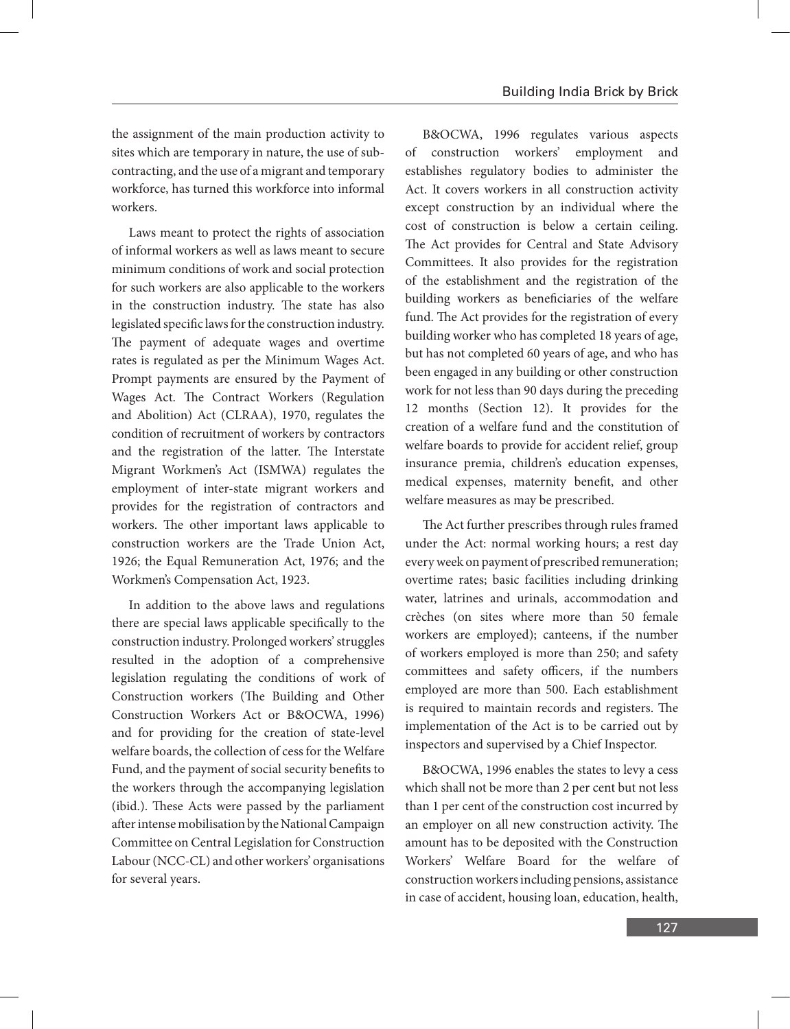the assignment of the main production activity to sites which are temporary in nature, the use of sub-contracting, and the use of a migrant and temporary workforce, has turned this workforce into informal workers.

Laws meant to protect the rights of association of informal workers as well as laws meant to secure minimum conditions of work and social protection for such workers are also applicable to the workers in the construction industry. The state has also legislated specific laws for the construction industry. The payment of adequate wages and overtime rates is regulated as per the Minimum Wages Act. Prompt payments are ensured by the Payment of Wages Act. The Contract Workers (Regulation and Abolition) Act (CLRAA), 1970, regulates the condition of recruitment of workers by contractors and the registration of the latter. The Interstate Migrant Workmen's Act (ISMWA) regulates the employment of inter-state migrant workers and provides for the registration of contractors and workers. The other important laws applicable to construction workers are the Trade Union Act, 1926; the Equal Remuneration Act, 1976; and the Workmen's Compensation Act, 1923.

In addition to the above laws and regulations there are special laws applicable specifically to the construction industry. Prolonged workers' struggles resulted in the adoption of a comprehensive legislation regulating the conditions of work of Construction workers (The Building and Other Construction Workers Act or B&OCWA, 1996) and for providing for the creation of state-level welfare boards, the collection of cess for the Welfare Fund, and the payment of social security benefits to the workers through the accompanying legislation (ibid.). These Acts were passed by the parliament after intense mobilisation by the National Campaign Committee on Central Legislation for Construction Labour (NCC-CL) and other workers' organisations for several years.

B&OCWA, 1996 regulates various aspects of construction workers' employment and establishes regulatory bodies to administer the Act. It covers workers in all construction activity except construction by an individual where the cost of construction is below a certain ceiling. The Act provides for Central and State Advisory Committees. It also provides for the registration of the establishment and the registration of the building workers as beneficiaries of the welfare fund. The Act provides for the registration of every building worker who has completed 18 years of age, but has not completed 60 years of age, and who has been engaged in any building or other construction work for not less than 90 days during the preceding 12 months (Section 12). It provides for the creation of a welfare fund and the constitution of welfare boards to provide for accident relief, group insurance premia, children's education expenses, medical expenses, maternity benefit, and other welfare measures as may be prescribed.

The Act further prescribes through rules framed under the Act: normal working hours; a rest day every week on payment of prescribed remuneration; overtime rates; basic facilities including drinking water, latrines and urinals, accommodation and crèches (on sites where more than 50 female workers are employed); canteens, if the number of workers employed is more than 250; and safety committees and safety officers, if the numbers employed are more than 500. Each establishment is required to maintain records and registers. The implementation of the Act is to be carried out by inspectors and supervised by a Chief Inspector.

B&OCWA, 1996 enables the states to levy a cess which shall not be more than 2 per cent but not less than 1 per cent of the construction cost incurred by an employer on all new construction activity. The amount has to be deposited with the Construction Workers' Welfare Board for the welfare of construction workers including pensions, assistance in case of accident, housing loan, education, health,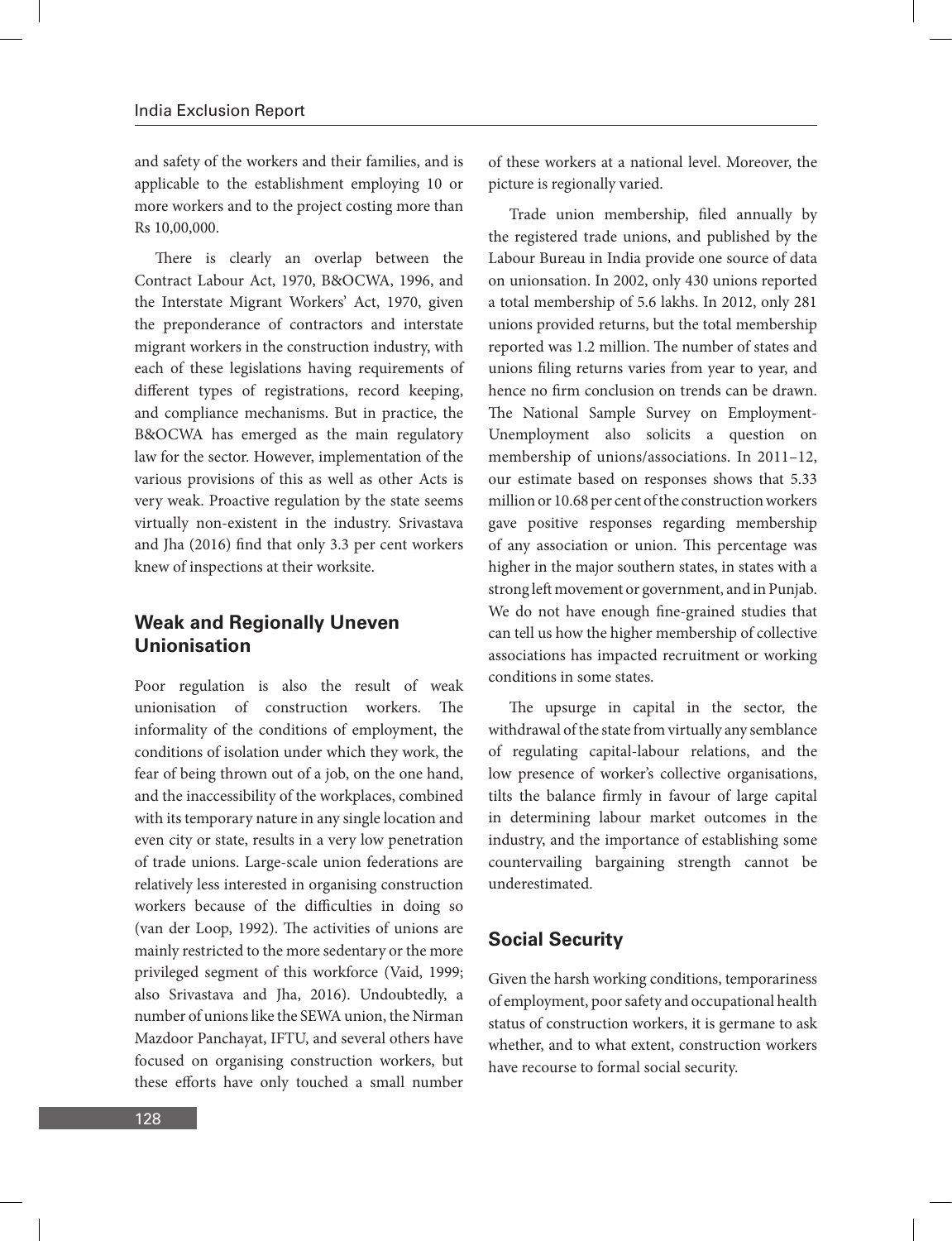and safety of the workers and their families, and is applicable to the establishment employing 10 or more workers and to the project costing more than Rs 10,00,000.

There is clearly an overlap between the Contract Labour Act, 1970, B&OCWA, 1996, and the Interstate Migrant Workers' Act, 1970, given the preponderance of contractors and interstate migrant workers in the construction industry, with each of these legislations having requirements of different types of registrations, record keeping, and compliance mechanisms. But in practice, the B&OCWA has emerged as the main regulatory law for the sector. However, implementation of the various provisions of this as well as other Acts is very weak. Proactive regulation by the state seems virtually non-existent in the industry. Srivastava and Jha (2016) find that only 3.3 per cent workers knew of inspections at their worksite.

## Weak and Regionally Uneven Unionisation

Poor regulation is also the result of weak unionisation of construction workers. The informality of the conditions of employment, the conditions of isolation under which they work, the fear of being thrown out of a job, on the one hand, and the inaccessibility of the workplaces, combined with its temporary nature in any single location and even city or state, results in a very low penetration of trade unions. Large-scale union federations are relatively less interested in organising construction workers because of the difficulties in doing so (van der Loop, 1992). The activities of unions are mainly restricted to the more sedentary or the more privileged segment of this workforce (Vaid, 1999; also Srivastava and Jha, 2016). Undoubtedly, a number of unions like the SEWA union, the Nirman Mazdoor Panchayat, IFTU, and several others have focused on organising construction workers, but these efforts have only touched a small number of these workers at a national level. Moreover, the picture is regionally varied.

Trade union membership, filed annually by the registered trade unions, and published by the Labour Bureau in India provide one source of data on unionsation. In 2002, only 430 unions reported a total membership of 5.6 lakhs. In 2012, only 281 unions provided returns, but the total membership reported was 1.2 million. The number of states and unions filing returns varies from year to year, and hence no firm conclusion on trends can be drawn. The National Sample Survey on Employment-Unemployment also solicits a question on membership of unions/associations. In 2011–12, our estimate based on responses shows that 5.33 million or 10.68 per cent of the construction workers gave positive responses regarding membership of any association or union. This percentage was higher in the major southern states, in states with a strong left movement or government, and in Punjab. We do not have enough fine-grained studies that can tell us how the higher membership of collective associations has impacted recruitment or working conditions in some states.

The upsurge in capital in the sector, the withdrawal of the state from virtually any semblance of regulating capital-labour relations, and the low presence of worker's collective organisations, tilts the balance firmly in favour of large capital in determining labour market outcomes in the industry, and the importance of establishing some countervailing bargaining strength cannot be underestimated.

## Social Security

Given the harsh working conditions, temporariness of employment, poor safety and occupational health status of construction workers, it is germane to ask whether, and to what extent, construction workers have recourse to formal social security.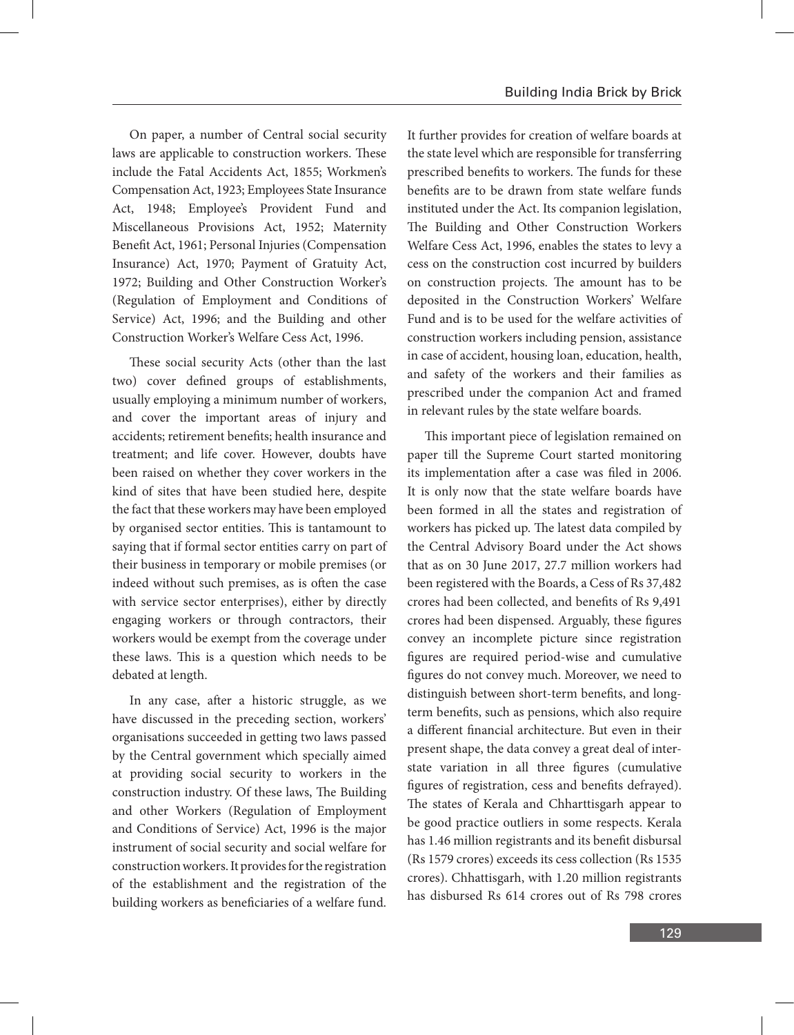On paper, a number of Central social security laws are applicable to construction workers. These include the Fatal Accidents Act, 1855; Workmen's Compensation Act, 1923; Employees State Insurance Act, 1948; Employee's Provident Fund and Miscellaneous Provisions Act, 1952; Maternity Benefit Act, 1961; Personal Injuries (Compensation Insurance) Act, 1970; Payment of Gratuity Act, 1972; Building and Other Construction Worker's (Regulation of Employment and Conditions of Service) Act, 1996; and the Building and other Construction Worker's Welfare Cess Act, 1996.

These social security Acts (other than the last two) cover defined groups of establishments, usually employing a minimum number of workers, and cover the important areas of injury and accidents; retirement benefits; health insurance and treatment; and life cover. However, doubts have been raised on whether they cover workers in the kind of sites that have been studied here, despite the fact that these workers may have been employed by organised sector entities. This is tantamount to saying that if formal sector entities carry on part of their business in temporary or mobile premises (or indeed without such premises, as is often the case with service sector enterprises), either by directly engaging workers or through contractors, their workers would be exempt from the coverage under these laws. This is a question which needs to be debated at length.

In any case, after a historic struggle, as we have discussed in the preceding section, workers' organisations succeeded in getting two laws passed by the Central government which specially aimed at providing social security to workers in the construction industry. Of these laws, The Building and other Workers (Regulation of Employment and Conditions of Service) Act, 1996 is the major instrument of social security and social welfare for construction workers. It provides for the registration of the establishment and the registration of the building workers as beneficiaries of a welfare fund. It further provides for creation of welfare boards at the state level which are responsible for transferring prescribed benefits to workers. The funds for these benefits are to be drawn from state welfare funds instituted under the Act. Its companion legislation, The Building and Other Construction Workers Welfare Cess Act, 1996, enables the states to levy a cess on the construction cost incurred by builders on construction projects. The amount has to be deposited in the Construction Workers' Welfare Fund and is to be used for the welfare activities of construction workers including pension, assistance in case of accident, housing loan, education, health, and safety of the workers and their families as prescribed under the companion Act and framed in relevant rules by the state welfare boards.

This important piece of legislation remained on paper till the Supreme Court started monitoring its implementation after a case was filed in 2006. It is only now that the state welfare boards have been formed in all the states and registration of workers has picked up. The latest data compiled by the Central Advisory Board under the Act shows that as on 30 June 2017, 27.7 million workers had been registered with the Boards, a Cess of Rs 37,482 crores had been collected, and benefits of Rs 9,491 crores had been dispensed. Arguably, these figures convey an incomplete picture since registration figures are required period-wise and cumulative figures do not convey much. Moreover, we need to distinguish between short-term benefits, and long-term benefits, such as pensions, which also require a different financial architecture. But even in their present shape, the data convey a great deal of inter-state variation in all three figures (cumulative figures of registration, cess and benefits defrayed). The states of Kerala and Chharttisgarh appear to be good practice outliers in some respects. Kerala has 1.46 million registrants and its benefit disbursal (Rs 1579 crores) exceeds its cess collection (Rs 1535 crores). Chhattisgarh, with 1.20 million registrants has disbursed Rs 614 crores out of Rs 798 crores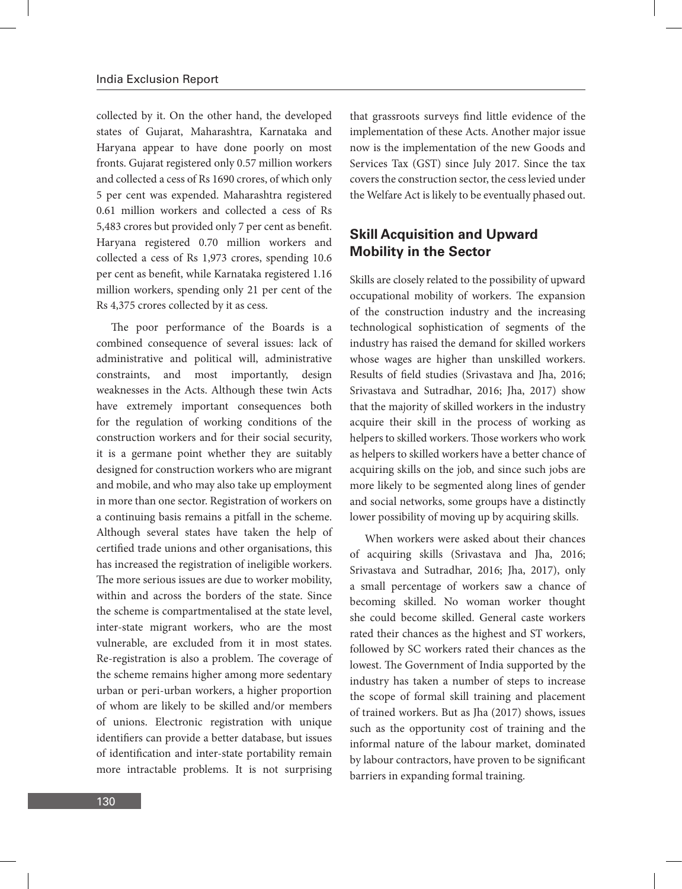collected by it. On the other hand, the developed states of Gujarat, Maharashtra, Karnataka and Haryana appear to have done poorly on most fronts. Gujarat registered only 0.57 million workers and collected a cess of Rs 1690 crores, of which only 5 per cent was expended. Maharashtra registered 0.61 million workers and collected a cess of Rs 5,483 crores but provided only 7 per cent as benefit. Haryana registered 0.70 million workers and collected a cess of Rs 1,973 crores, spending 10.6 per cent as benefit, while Karnataka registered 1.16 million workers, spending only 21 per cent of the Rs 4,375 crores collected by it as cess.

The poor performance of the Boards is a combined consequence of several issues: lack of administrative and political will, administrative constraints, and most importantly, design weaknesses in the Acts. Although these twin Acts have extremely important consequences both for the regulation of working conditions of the construction workers and for their social security, it is a germane point whether they are suitably designed for construction workers who are migrant and mobile, and who may also take up employment in more than one sector. Registration of workers on a continuing basis remains a pitfall in the scheme. Although several states have taken the help of certified trade unions and other organisations, this has increased the registration of ineligible workers. The more serious issues are due to worker mobility, within and across the borders of the state. Since the scheme is compartmentalised at the state level, inter-state migrant workers, who are the most vulnerable, are excluded from it in most states. Re-registration is also a problem. The coverage of the scheme remains higher among more sedentary urban or peri-urban workers, a higher proportion of whom are likely to be skilled and/or members of unions. Electronic registration with unique identifiers can provide a better database, but issues of identification and inter-state portability remain more intractable problems. It is not surprising that grassroots surveys find little evidence of the implementation of these Acts. Another major issue now is the implementation of the new Goods and Services Tax (GST) since July 2017. Since the tax covers the construction sector, the cess levied under the Welfare Act is likely to be eventually phased out.

## Skill Acquisition and Upward Mobility in the Sector

Skills are closely related to the possibility of upward occupational mobility of workers. The expansion of the construction industry and the increasing technological sophistication of segments of the industry has raised the demand for skilled workers whose wages are higher than unskilled workers. Results of field studies (Srivastava and Jha, 2016; Srivastava and Sutradhar, 2016; Jha, 2017) show that the majority of skilled workers in the industry acquire their skill in the process of working as helpers to skilled workers. Those workers who work as helpers to skilled workers have a better chance of acquiring skills on the job, and since such jobs are more likely to be segmented along lines of gender and social networks, some groups have a distinctly lower possibility of moving up by acquiring skills.

When workers were asked about their chances of acquiring skills (Srivastava and Jha, 2016; Srivastava and Sutradhar, 2016; Jha, 2017), only a small percentage of workers saw a chance of becoming skilled. No woman worker thought she could become skilled. General caste workers rated their chances as the highest and ST workers, followed by SC workers rated their chances as the lowest. The Government of India supported by the industry has taken a number of steps to increase the scope of formal skill training and placement of trained workers. But as Jha (2017) shows, issues such as the opportunity cost of training and the informal nature of the labour market, dominated by labour contractors, have proven to be significant barriers in expanding formal training.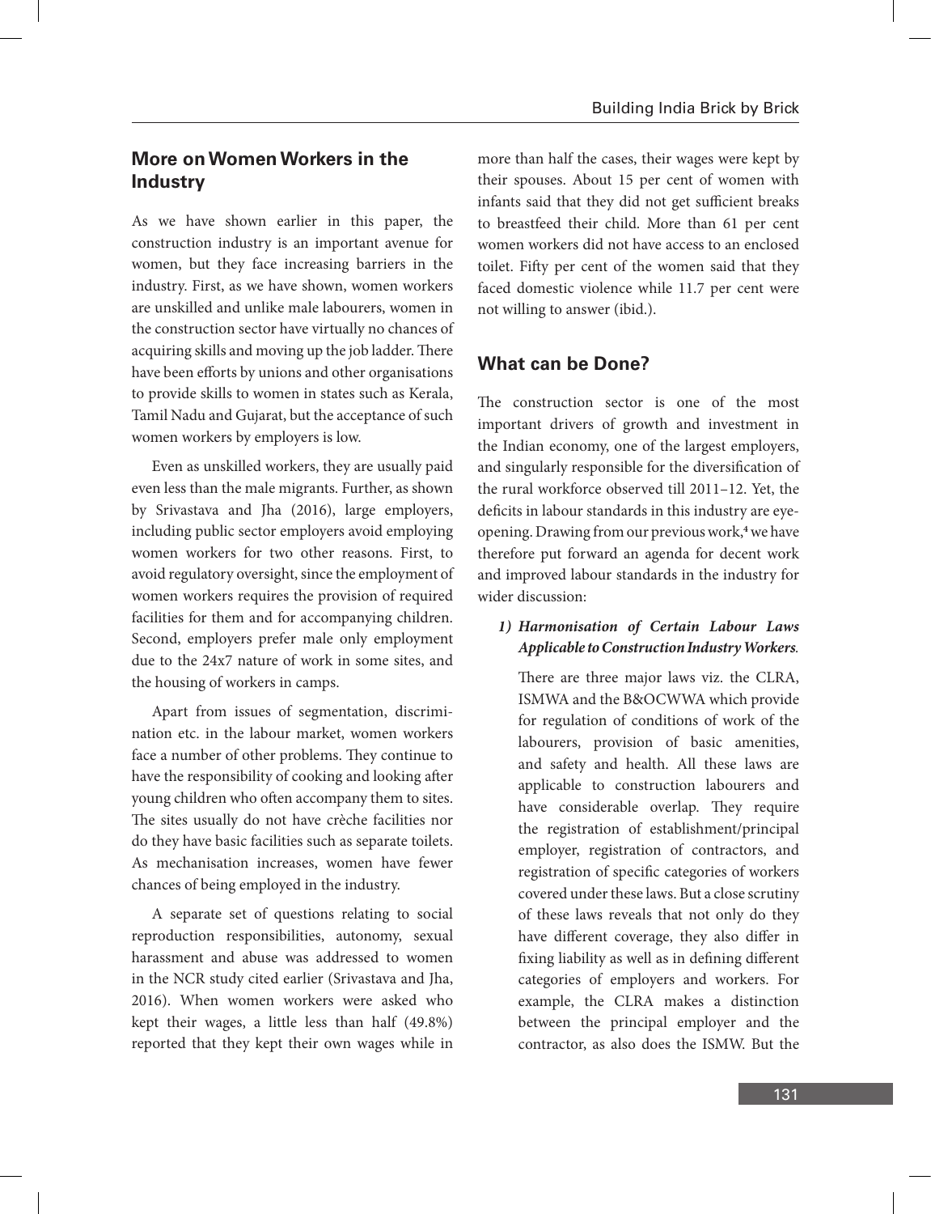## More on Women Workers in the Industry

As we have shown earlier in this paper, the construction industry is an important avenue for women, but they face increasing barriers in the industry. First, as we have shown, women workers are unskilled and unlike male labourers, women in the construction sector have virtually no chances of acquiring skills and moving up the job ladder. There have been efforts by unions and other organisations to provide skills to women in states such as Kerala, Tamil Nadu and Gujarat, but the acceptance of such women workers by employers is low.

Even as unskilled workers, they are usually paid even less than the male migrants. Further, as shown by Srivastava and Jha (2016), large employers, including public sector employers avoid employing women workers for two other reasons. First, to avoid regulatory oversight, since the employment of women workers requires the provision of required facilities for them and for accompanying children. Second, employers prefer male only employment due to the 24x7 nature of work in some sites, and the housing of workers in camps.

Apart from issues of segmentation, discrimination etc. in the labour market, women workers face a number of other problems. They continue to have the responsibility of cooking and looking after young children who often accompany them to sites. The sites usually do not have crèche facilities nor do they have basic facilities such as separate toilets. As mechanisation increases, women have fewer chances of being employed in the industry.

A separate set of questions relating to social reproduction responsibilities, autonomy, sexual harassment and abuse was addressed to women in the NCR study cited earlier (Srivastava and Jha, 2016). When women workers were asked who kept their wages, a little less than half (49.8%) reported that they kept their own wages while in more than half the cases, their wages were kept by their spouses. About 15 per cent of women with infants said that they did not get sufficient breaks to breastfeed their child. More than 61 per cent women workers did not have access to an enclosed toilet. Fifty per cent of the women said that they faced domestic violence while 11.7 per cent were not willing to answer (ibid.).

## What can be Done?

The construction sector is one of the most important drivers of growth and investment in the Indian economy, one of the largest employers, and singularly responsible for the diversification of the rural workforce observed till 2011–12. Yet, the deficits in labour standards in this industry are eye-opening. Drawing from our previous work,[4] we have therefore put forward an agenda for decent work and improved labour standards in the industry for wider discussion:

1) ***Harmonisation of Certain Labour Laws Applicable to Construction Industry Workers.***

   There are three major laws viz. the CLRA, ISMWA and the B&OCWWA which provide for regulation of conditions of work of the labourers, provision of basic amenities, and safety and health. All these laws are applicable to construction labourers and have considerable overlap. They require the registration of establishment/principal employer, registration of contractors, and registration of specific categories of workers covered under these laws. But a close scrutiny of these laws reveals that not only do they have different coverage, they also differ in fixing liability as well as in defining different categories of employers and workers. For example, the CLRA makes a distinction between the principal employer and the contractor, as also does the ISMW. But the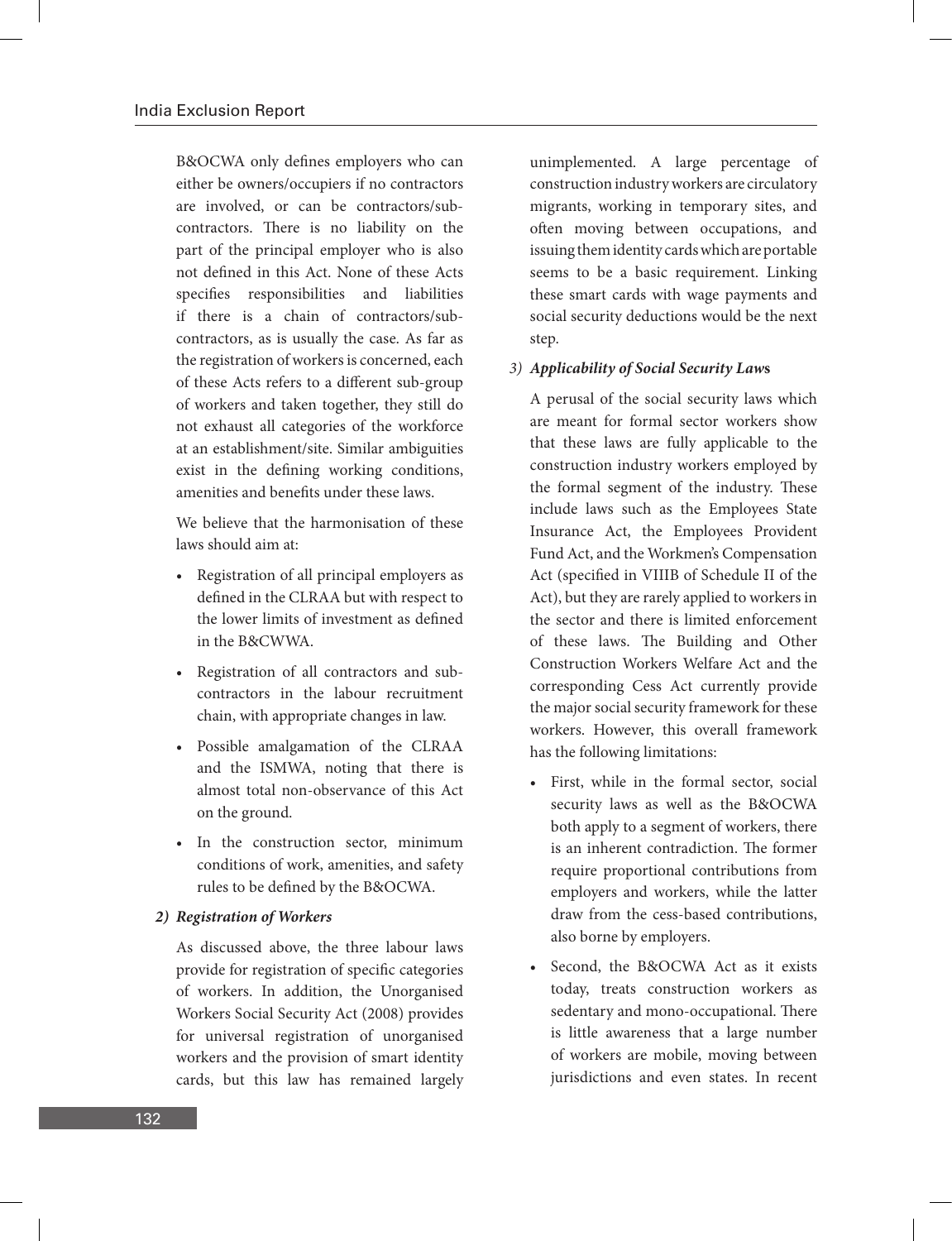B&OCWA only defines employers who can either be owners/occupiers if no contractors are involved, or can be contractors/sub-contractors. There is no liability on the part of the principal employer who is also not defined in this Act. None of these Acts specifies responsibilities and liabilities if there is a chain of contractors/sub-contractors, as is usually the case. As far as the registration of workers is concerned, each of these Acts refers to a different sub-group of workers and taken together, they still do not exhaust all categories of the workforce at an establishment/site. Similar ambiguities exist in the defining working conditions, amenities and benefits under these laws.

We believe that the harmonisation of these laws should aim at:

- Registration of all principal employers as defined in the CLRAA but with respect to the lower limits of investment as defined in the B&CWWA.
- Registration of all contractors and sub-contractors in the labour recruitment chain, with appropriate changes in law.
- Possible amalgamation of the CLRAA and the ISMWA, noting that there is almost total non-observance of this Act on the ground.
- In the construction sector, minimum conditions of work, amenities, and safety rules to be defined by the B&OCWA.

***2) Registration of Workers***

As discussed above, the three labour laws provide for registration of specific categories of workers. In addition, the Unorganised Workers Social Security Act (2008) provides for universal registration of unorganised workers and the provision of smart identity cards, but this law has remained largely unimplemented. A large percentage of construction industry workers are circulatory migrants, working in temporary sites, and often moving between occupations, and issuing them identity cards which are portable seems to be a basic requirement. Linking these smart cards with wage payments and social security deductions would be the next step.

***3) Applicability of Social Security Laws***

A perusal of the social security laws which are meant for formal sector workers show that these laws are fully applicable to the construction industry workers employed by the formal segment of the industry. These include laws such as the Employees State Insurance Act, the Employees Provident Fund Act, and the Workmen's Compensation Act (specified in VIIIB of Schedule II of the Act), but they are rarely applied to workers in the sector and there is limited enforcement of these laws. The Building and Other Construction Workers Welfare Act and the corresponding Cess Act currently provide the major social security framework for these workers. However, this overall framework has the following limitations:

- First, while in the formal sector, social security laws as well as the B&OCWA both apply to a segment of workers, there is an inherent contradiction. The former require proportional contributions from employers and workers, while the latter draw from the cess-based contributions, also borne by employers.
- Second, the B&OCWA Act as it exists today, treats construction workers as sedentary and mono-occupational. There is little awareness that a large number of workers are mobile, moving between jurisdictions and even states. In recent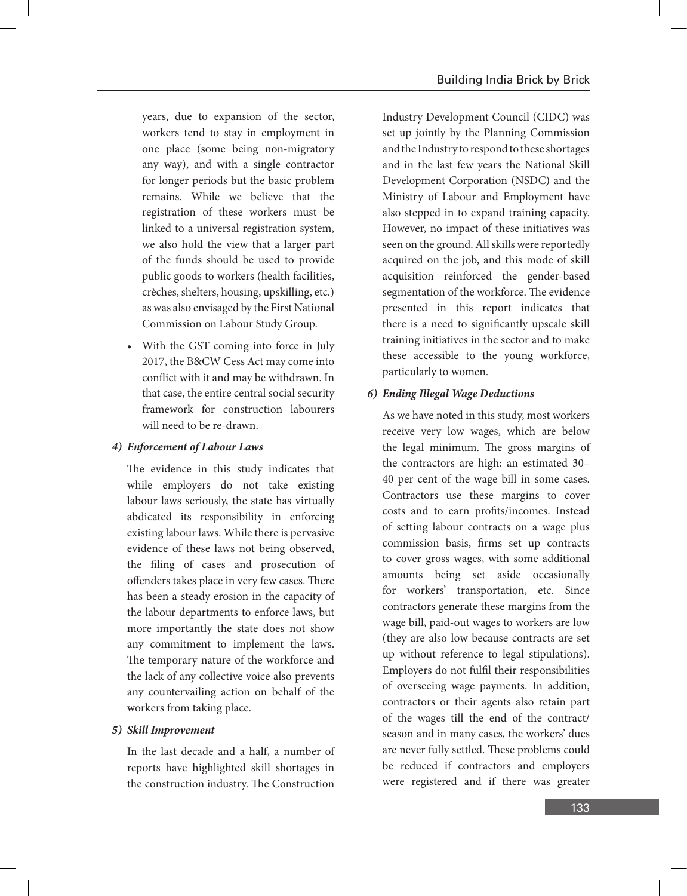years, due to expansion of the sector, workers tend to stay in employment in one place (some being non-migratory any way), and with a single contractor for longer periods but the basic problem remains. While we believe that the registration of these workers must be linked to a universal registration system, we also hold the view that a larger part of the funds should be used to provide public goods to workers (health facilities, crèches, shelters, housing, upskilling, etc.) as was also envisaged by the First National Commission on Labour Study Group.

- With the GST coming into force in July 2017, the B&CW Cess Act may come into conflict with it and may be withdrawn. In that case, the entire central social security framework for construction labourers will need to be re-drawn.

### 4) *Enforcement of Labour Laws*

The evidence in this study indicates that while employers do not take existing labour laws seriously, the state has virtually abdicated its responsibility in enforcing existing labour laws. While there is pervasive evidence of these laws not being observed, the filing of cases and prosecution of offenders takes place in very few cases. There has been a steady erosion in the capacity of the labour departments to enforce laws, but more importantly the state does not show any commitment to implement the laws. The temporary nature of the workforce and the lack of any collective voice also prevents any countervailing action on behalf of the workers from taking place.

### 5) *Skill Improvement*

In the last decade and a half, a number of reports have highlighted skill shortages in the construction industry. The Construction Industry Development Council (CIDC) was set up jointly by the Planning Commission and the Industry to respond to these shortages and in the last few years the National Skill Development Corporation (NSDC) and the Ministry of Labour and Employment have also stepped in to expand training capacity. However, no impact of these initiatives was seen on the ground. All skills were reportedly acquired on the job, and this mode of skill acquisition reinforced the gender-based segmentation of the workforce. The evidence presented in this report indicates that there is a need to significantly upscale skill training initiatives in the sector and to make these accessible to the young workforce, particularly to women.

### 6) *Ending Illegal Wage Deductions*

As we have noted in this study, most workers receive very low wages, which are below the legal minimum. The gross margins of the contractors are high: an estimated 30–40 per cent of the wage bill in some cases. Contractors use these margins to cover costs and to earn profits/incomes. Instead of setting labour contracts on a wage plus commission basis, firms set up contracts to cover gross wages, with some additional amounts being set aside occasionally for workers' transportation, etc. Since contractors generate these margins from the wage bill, paid-out wages to workers are low (they are also low because contracts are set up without reference to legal stipulations). Employers do not fulfil their responsibilities of overseeing wage payments. In addition, contractors or their agents also retain part of the wages till the end of the contract/season and in many cases, the workers' dues are never fully settled. These problems could be reduced if contractors and employers were registered and if there was greater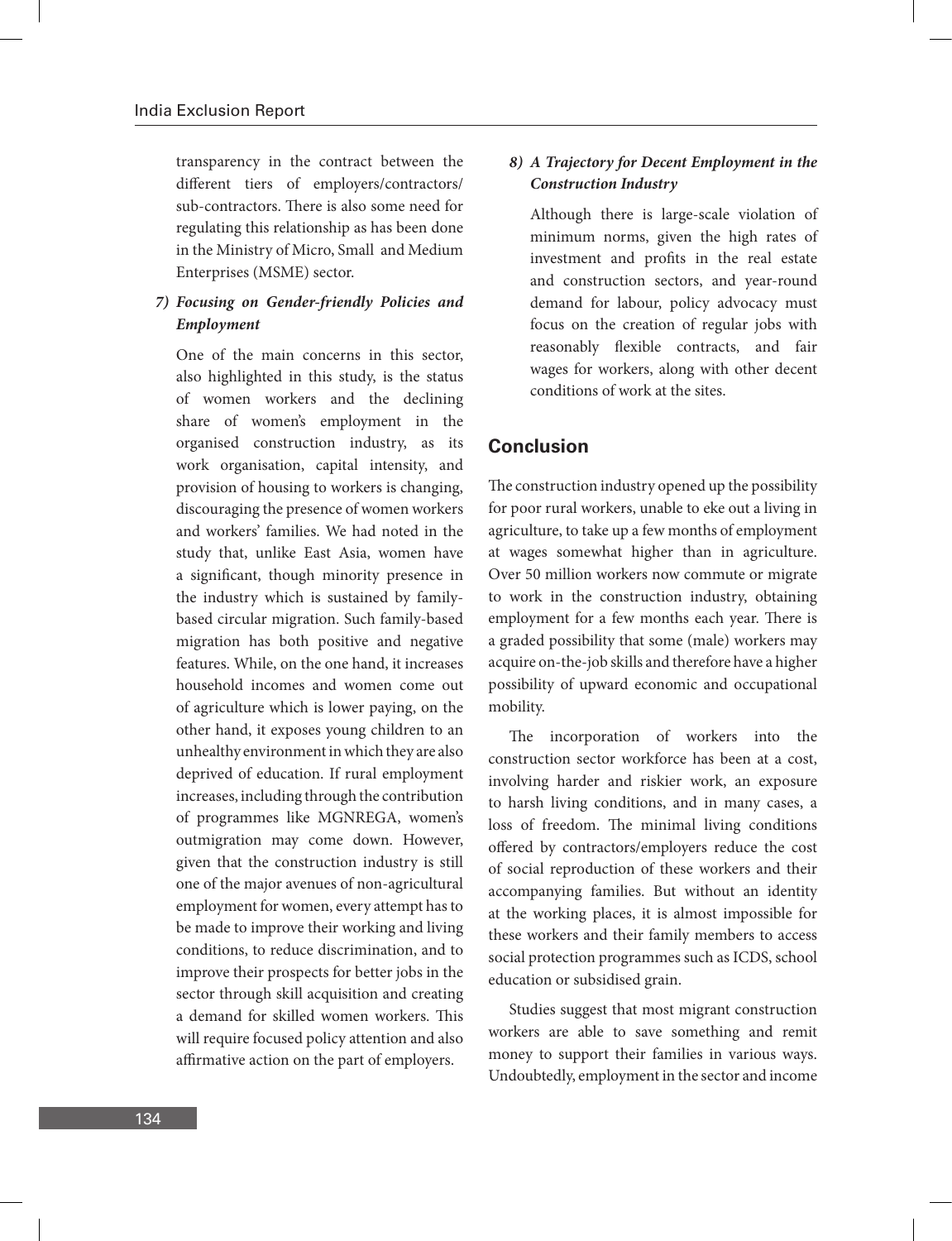transparency in the contract between the different tiers of employers/contractors/sub-contractors. There is also some need for regulating this relationship as has been done in the Ministry of Micro, Small and Medium Enterprises (MSME) sector.

7) ***Focusing on Gender-friendly Policies and Employment***

One of the main concerns in this sector, also highlighted in this study, is the status of women workers and the declining share of women's employment in the organised construction industry, as its work organisation, capital intensity, and provision of housing to workers is changing, discouraging the presence of women workers and workers' families. We had noted in the study that, unlike East Asia, women have a significant, though minority presence in the industry which is sustained by family-based circular migration. Such family-based migration has both positive and negative features. While, on the one hand, it increases household incomes and women come out of agriculture which is lower paying, on the other hand, it exposes young children to an unhealthy environment in which they are also deprived of education. If rural employment increases, including through the contribution of programmes like MGNREGA, women's outmigration may come down. However, given that the construction industry is still one of the major avenues of non-agricultural employment for women, every attempt has to be made to improve their working and living conditions, to reduce discrimination, and to improve their prospects for better jobs in the sector through skill acquisition and creating a demand for skilled women workers. This will require focused policy attention and also affirmative action on the part of employers.

8) ***A Trajectory for Decent Employment in the Construction Industry***

Although there is large-scale violation of minimum norms, given the high rates of investment and profits in the real estate and construction sectors, and year-round demand for labour, policy advocacy must focus on the creation of regular jobs with reasonably flexible contracts, and fair wages for workers, along with other decent conditions of work at the sites.

## Conclusion

The construction industry opened up the possibility for poor rural workers, unable to eke out a living in agriculture, to take up a few months of employment at wages somewhat higher than in agriculture. Over 50 million workers now commute or migrate to work in the construction industry, obtaining employment for a few months each year. There is a graded possibility that some (male) workers may acquire on-the-job skills and therefore have a higher possibility of upward economic and occupational mobility.

The incorporation of workers into the construction sector workforce has been at a cost, involving harder and riskier work, an exposure to harsh living conditions, and in many cases, a loss of freedom. The minimal living conditions offered by contractors/employers reduce the cost of social reproduction of these workers and their accompanying families. But without an identity at the working places, it is almost impossible for these workers and their family members to access social protection programmes such as ICDS, school education or subsidised grain.

Studies suggest that most migrant construction workers are able to save something and remit money to support their families in various ways. Undoubtedly, employment in the sector and income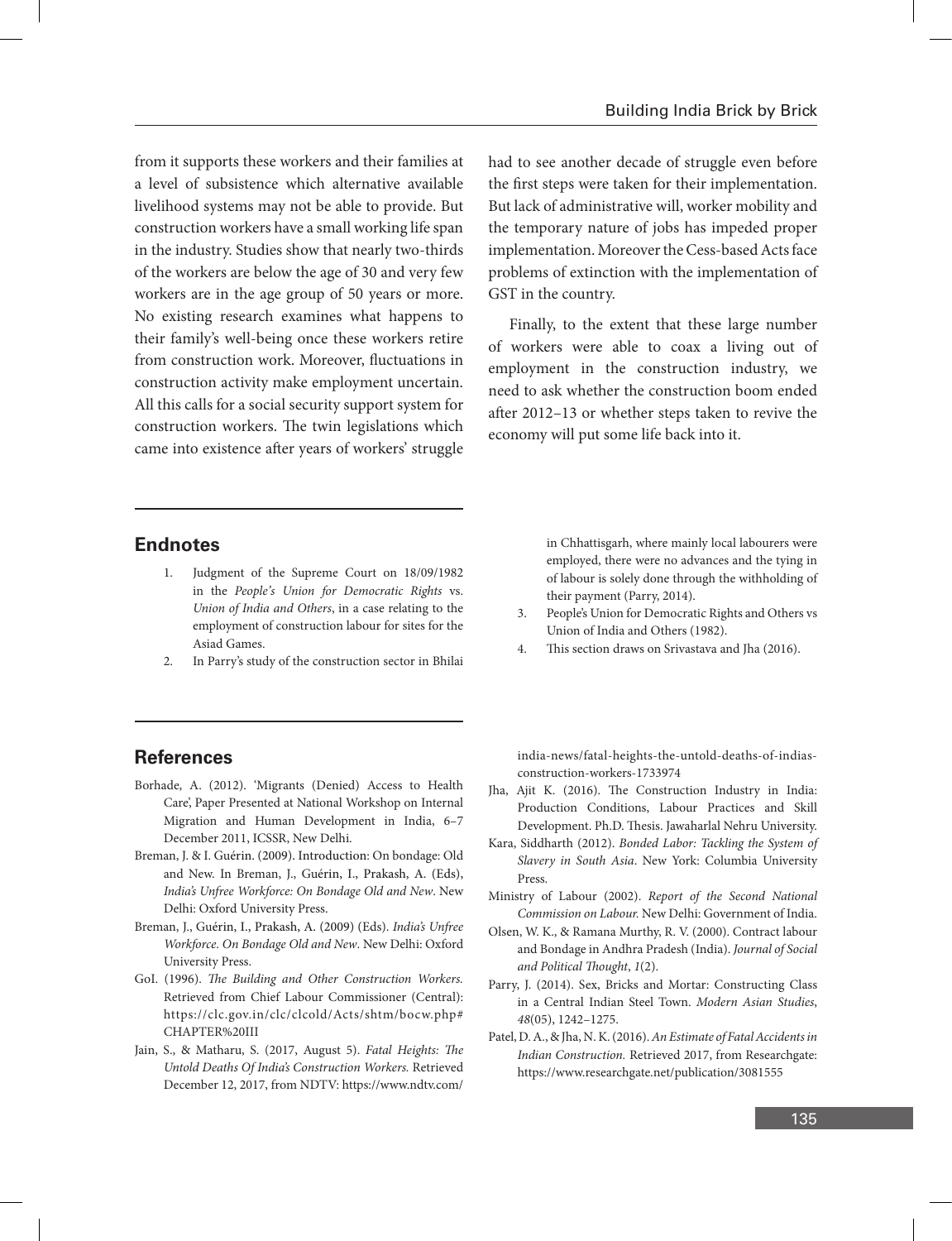from it supports these workers and their families at a level of subsistence which alternative available livelihood systems may not be able to provide. But construction workers have a small working life span in the industry. Studies show that nearly two-thirds of the workers are below the age of 30 and very few workers are in the age group of 50 years or more. No existing research examines what happens to their family's well-being once these workers retire from construction work. Moreover, fluctuations in construction activity make employment uncertain. All this calls for a social security support system for construction workers. The twin legislations which came into existence after years of workers' struggle had to see another decade of struggle even before the first steps were taken for their implementation. But lack of administrative will, worker mobility and the temporary nature of jobs has impeded proper implementation. Moreover the Cess-based Acts face problems of extinction with the implementation of GST in the country.

Finally, to the extent that these large number of workers were able to coax a living out of employment in the construction industry, we need to ask whether the construction boom ended after 2012–13 or whether steps taken to revive the economy will put some life back into it.

## Endnotes

1. Judgment of the Supreme Court on 18/09/1982 in the *People's Union for Democratic Rights* vs. *Union of India and Others*, in a case relating to the employment of construction labour for sites for the Asiad Games.
2. In Parry's study of the construction sector in Bhilai in Chhattisgarh, where mainly local labourers were employed, there were no advances and the tying in of labour is solely done through the withholding of their payment (Parry, 2014).
3. People's Union for Democratic Rights and Others vs Union of India and Others (1982).
4. This section draws on Srivastava and Jha (2016).

## References

Borhade, A. (2012). 'Migrants (Denied) Access to Health Care', Paper Presented at National Workshop on Internal Migration and Human Development in India, 6–7 December 2011, ICSSR, New Delhi.

Breman, J. & I. Guérin. (2009). Introduction: On bondage: Old and New. In Breman, J., Guérin, I., Prakash, A. (Eds), *India's Unfree Workforce: On Bondage Old and New*. New Delhi: Oxford University Press.

Breman, J., Guérin, I., Prakash, A. (2009) (Eds). *India's Unfree Workforce. On Bondage Old and New*. New Delhi: Oxford University Press.

GoI. (1996). *The Building and Other Construction Workers.* Retrieved from Chief Labour Commissioner (Central): https://clc.gov.in/clc/clcold/Acts/shtm/bocw.php#CHAPTER%20III

Jain, S., & Matharu, S. (2017, August 5). *Fatal Heights: The Untold Deaths Of India's Construction Workers.* Retrieved December 12, 2017, from NDTV: https://www.ndtv.com/india-news/fatal-heights-the-untold-deaths-of-indias-construction-workers-1733974

Jha, Ajit K. (2016). The Construction Industry in India: Production Conditions, Labour Practices and Skill Development. Ph.D. Thesis. Jawaharlal Nehru University.

Kara, Siddharth (2012). *Bonded Labor: Tackling the System of Slavery in South Asia*. New York: Columbia University Press.

Ministry of Labour (2002). *Report of the Second National Commission on Labour.* New Delhi: Government of India.

Olsen, W. K., & Ramana Murthy, R. V. (2000). Contract labour and Bondage in Andhra Pradesh (India). *Journal of Social and Political Thought*, *1*(2).

Parry, J. (2014). Sex, Bricks and Mortar: Constructing Class in a Central Indian Steel Town. *Modern Asian Studies*, *48*(05), 1242–1275.

Patel, D. A., & Jha, N. K. (2016). *An Estimate of Fatal Accidents in Indian Construction.* Retrieved 2017, from Researchgate: https://www.researchgate.net/publication/3081555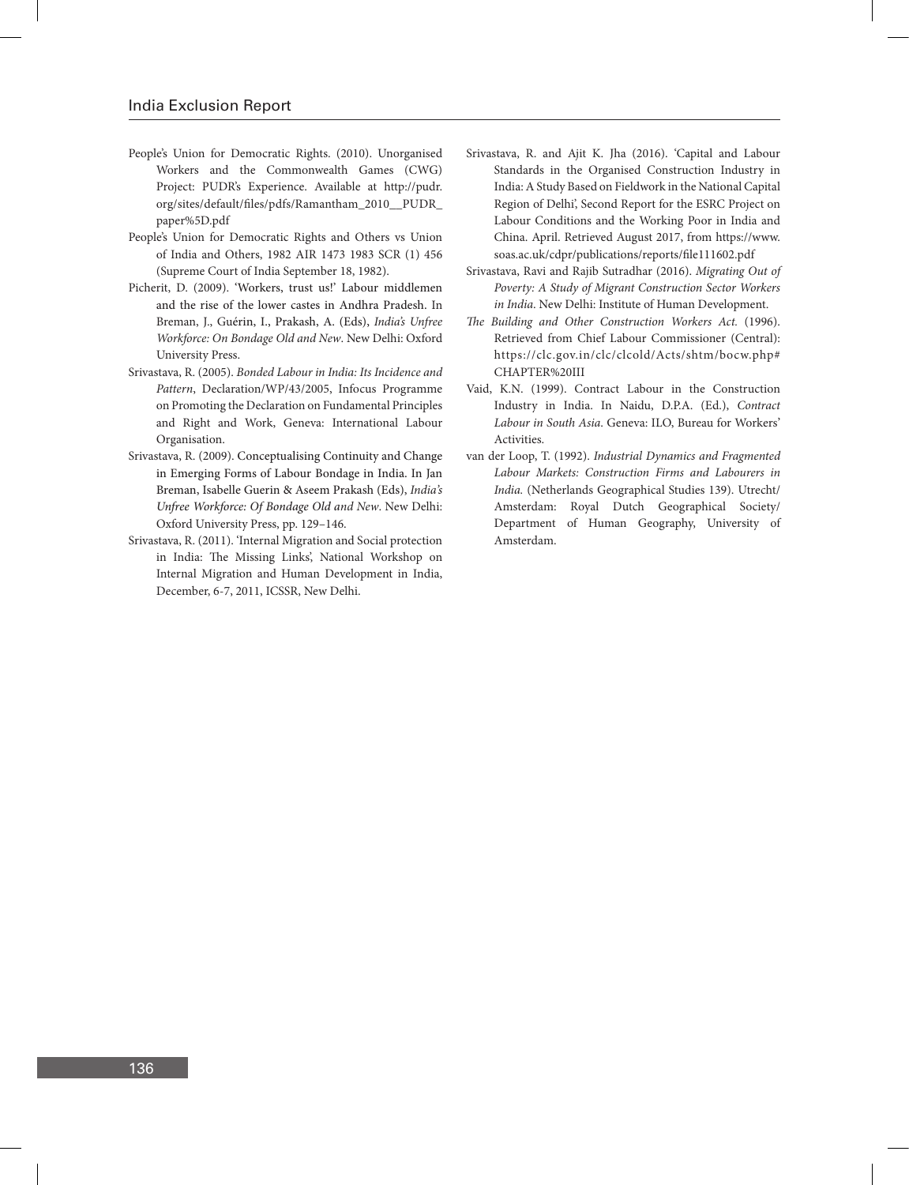People's Union for Democratic Rights. (2010). Unorganised Workers and the Commonwealth Games (CWG) Project: PUDR's Experience. Available at http://pudr.org/sites/default/files/pdfs/Ramantham_2010__PUDR_paper%5D.pdf

People's Union for Democratic Rights and Others vs Union of India and Others, 1982 AIR 1473 1983 SCR (1) 456 (Supreme Court of India September 18, 1982).

Picherit, D. (2009). 'Workers, trust us!' Labour middlemen and the rise of the lower castes in Andhra Pradesh. In Breman, J., Guérin, I., Prakash, A. (Eds), *India's Unfree Workforce: On Bondage Old and New*. New Delhi: Oxford University Press.

Srivastava, R. (2005). *Bonded Labour in India: Its Incidence and Pattern*, Declaration/WP/43/2005, Infocus Programme on Promoting the Declaration on Fundamental Principles and Right and Work, Geneva: International Labour Organisation.

Srivastava, R. (2009). Conceptualising Continuity and Change in Emerging Forms of Labour Bondage in India. In Jan Breman, Isabelle Guerin & Aseem Prakash (Eds), *India's Unfree Workforce: Of Bondage Old and New*. New Delhi: Oxford University Press, pp. 129–146.

Srivastava, R. (2011). 'Internal Migration and Social protection in India: The Missing Links', National Workshop on Internal Migration and Human Development in India, December, 6-7, 2011, ICSSR, New Delhi.

Srivastava, R. and Ajit K. Jha (2016). 'Capital and Labour Standards in the Organised Construction Industry in India: A Study Based on Fieldwork in the National Capital Region of Delhi', Second Report for the ESRC Project on Labour Conditions and the Working Poor in India and China. April. Retrieved August 2017, from https://www.soas.ac.uk/cdpr/publications/reports/file111602.pdf

Srivastava, Ravi and Rajib Sutradhar (2016). *Migrating Out of Poverty: A Study of Migrant Construction Sector Workers in India*. New Delhi: Institute of Human Development.

*The Building and Other Construction Workers Act.* (1996). Retrieved from Chief Labour Commissioner (Central): https://clc.gov.in/clc/clcold/Acts/shtm/bocw.php#CHAPTER%20III

Vaid, K.N. (1999). Contract Labour in the Construction Industry in India. In Naidu, D.P.A. (Ed.), *Contract Labour in South Asia*. Geneva: ILO, Bureau for Workers' Activities.

van der Loop, T. (1992). *Industrial Dynamics and Fragmented Labour Markets: Construction Firms and Labourers in India.* (Netherlands Geographical Studies 139). Utrecht/Amsterdam: Royal Dutch Geographical Society/Department of Human Geography, University of Amsterdam.